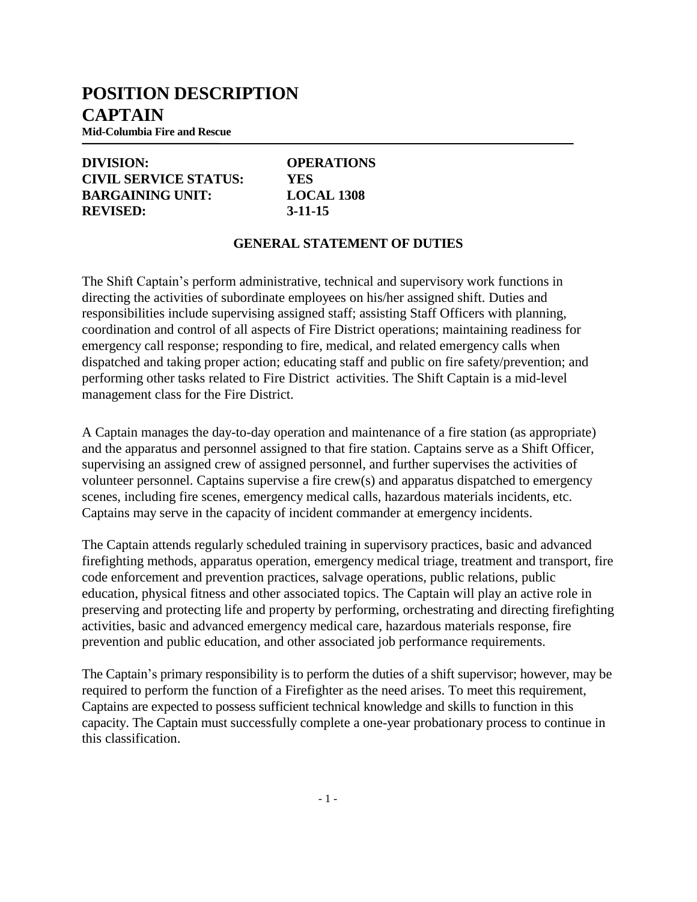# POSITION DESCRIPTION
# CAPTAIN

**Mid-Columbia Fire and Rescue**

---

| | |
|---|---|
| **DIVISION:** | **OPERATIONS** |
| **CIVIL SERVICE STATUS:** | **YES** |
| **BARGAINING UNIT:** | **LOCAL 1308** |
| **REVISED:** | **3-11-15** |

## GENERAL STATEMENT OF DUTIES

The Shift Captain's perform administrative, technical and supervisory work functions in directing the activities of subordinate employees on his/her assigned shift. Duties and responsibilities include supervising assigned staff; assisting Staff Officers with planning, coordination and control of all aspects of Fire District operations; maintaining readiness for emergency call response; responding to fire, medical, and related emergency calls when dispatched and taking proper action; educating staff and public on fire safety/prevention; and performing other tasks related to Fire District activities. The Shift Captain is a mid-level management class for the Fire District.

A Captain manages the day-to-day operation and maintenance of a fire station (as appropriate) and the apparatus and personnel assigned to that fire station. Captains serve as a Shift Officer, supervising an assigned crew of assigned personnel, and further supervises the activities of volunteer personnel. Captains supervise a fire crew(s) and apparatus dispatched to emergency scenes, including fire scenes, emergency medical calls, hazardous materials incidents, etc. Captains may serve in the capacity of incident commander at emergency incidents.

The Captain attends regularly scheduled training in supervisory practices, basic and advanced firefighting methods, apparatus operation, emergency medical triage, treatment and transport, fire code enforcement and prevention practices, salvage operations, public relations, public education, physical fitness and other associated topics. The Captain will play an active role in preserving and protecting life and property by performing, orchestrating and directing firefighting activities, basic and advanced emergency medical care, hazardous materials response, fire prevention and public education, and other associated job performance requirements.

The Captain's primary responsibility is to perform the duties of a shift supervisor; however, may be required to perform the function of a Firefighter as the need arises. To meet this requirement, Captains are expected to possess sufficient technical knowledge and skills to function in this capacity. The Captain must successfully complete a one-year probationary process to continue in this classification.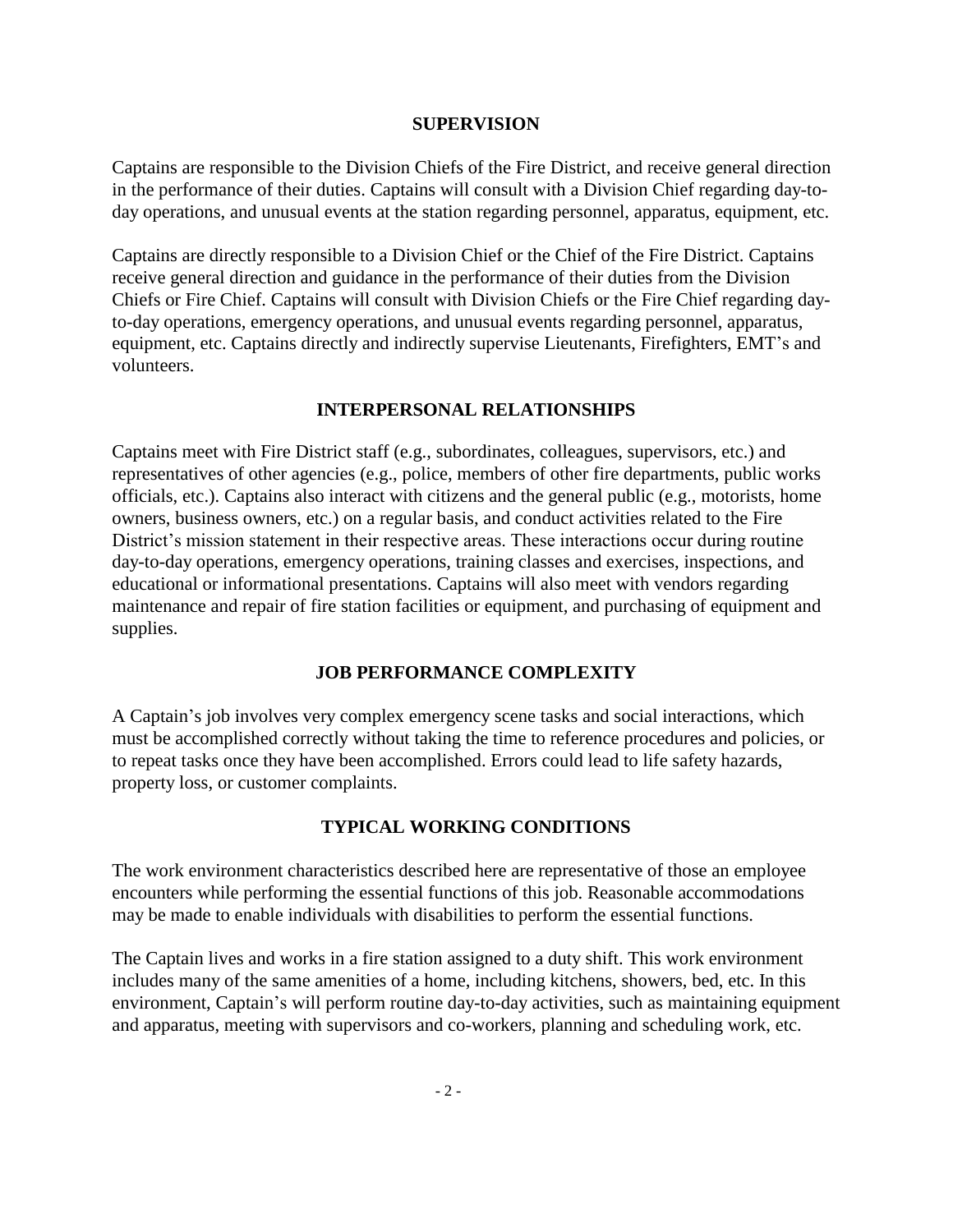## SUPERVISION

Captains are responsible to the Division Chiefs of the Fire District, and receive general direction in the performance of their duties. Captains will consult with a Division Chief regarding day-to-day operations, and unusual events at the station regarding personnel, apparatus, equipment, etc.

Captains are directly responsible to a Division Chief or the Chief of the Fire District. Captains receive general direction and guidance in the performance of their duties from the Division Chiefs or Fire Chief. Captains will consult with Division Chiefs or the Fire Chief regarding day-to-day operations, emergency operations, and unusual events regarding personnel, apparatus, equipment, etc. Captains directly and indirectly supervise Lieutenants, Firefighters, EMT's and volunteers.

## INTERPERSONAL RELATIONSHIPS

Captains meet with Fire District staff (e.g., subordinates, colleagues, supervisors, etc.) and representatives of other agencies (e.g., police, members of other fire departments, public works officials, etc.). Captains also interact with citizens and the general public (e.g., motorists, home owners, business owners, etc.) on a regular basis, and conduct activities related to the Fire District's mission statement in their respective areas. These interactions occur during routine day-to-day operations, emergency operations, training classes and exercises, inspections, and educational or informational presentations. Captains will also meet with vendors regarding maintenance and repair of fire station facilities or equipment, and purchasing of equipment and supplies.

## JOB PERFORMANCE COMPLEXITY

A Captain's job involves very complex emergency scene tasks and social interactions, which must be accomplished correctly without taking the time to reference procedures and policies, or to repeat tasks once they have been accomplished. Errors could lead to life safety hazards, property loss, or customer complaints.

## TYPICAL WORKING CONDITIONS

The work environment characteristics described here are representative of those an employee encounters while performing the essential functions of this job. Reasonable accommodations may be made to enable individuals with disabilities to perform the essential functions.

The Captain lives and works in a fire station assigned to a duty shift. This work environment includes many of the same amenities of a home, including kitchens, showers, bed, etc. In this environment, Captain's will perform routine day-to-day activities, such as maintaining equipment and apparatus, meeting with supervisors and co-workers, planning and scheduling work, etc.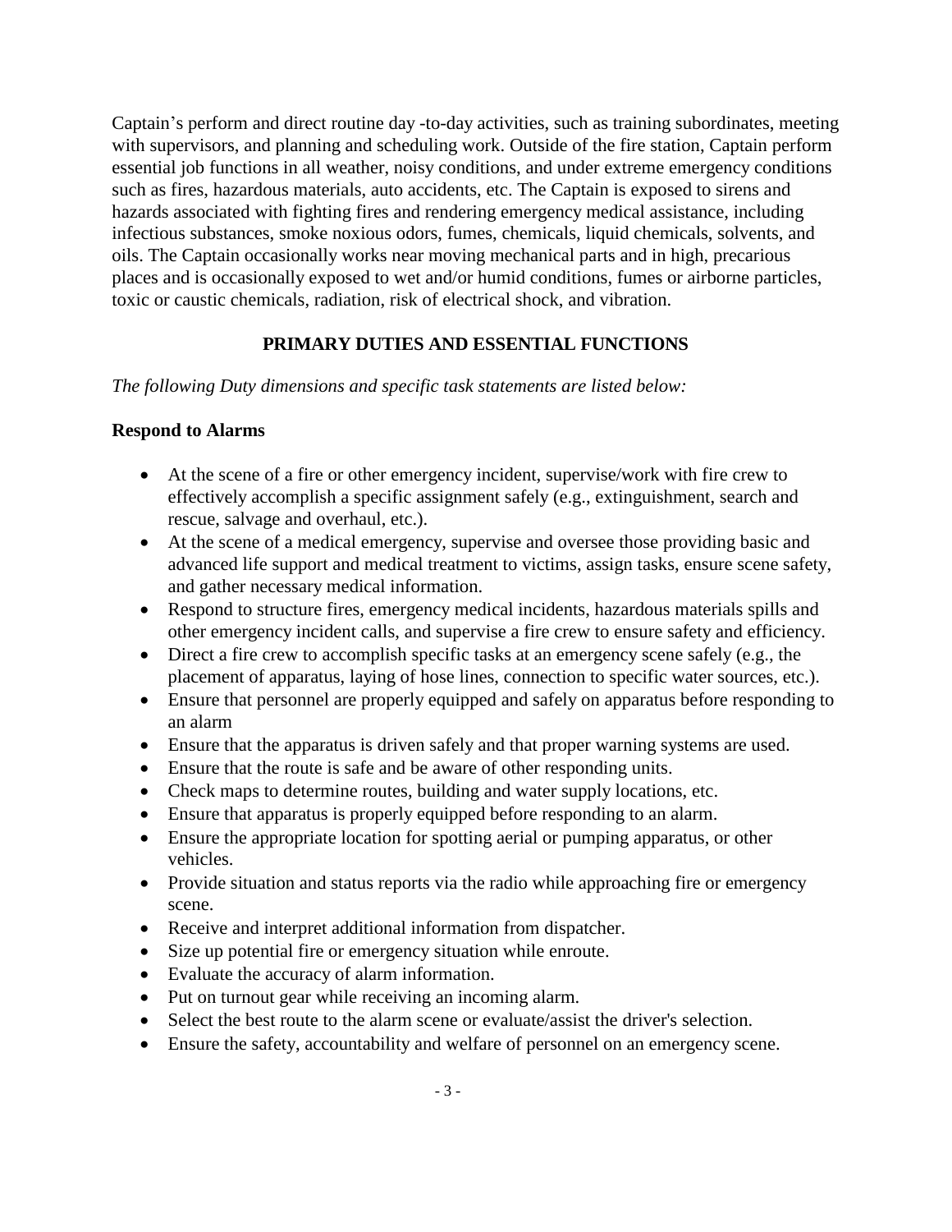Captain's perform and direct routine day -to-day activities, such as training subordinates, meeting with supervisors, and planning and scheduling work. Outside of the fire station, Captain perform essential job functions in all weather, noisy conditions, and under extreme emergency conditions such as fires, hazardous materials, auto accidents, etc. The Captain is exposed to sirens and hazards associated with fighting fires and rendering emergency medical assistance, including infectious substances, smoke noxious odors, fumes, chemicals, liquid chemicals, solvents, and oils. The Captain occasionally works near moving mechanical parts and in high, precarious places and is occasionally exposed to wet and/or humid conditions, fumes or airborne particles, toxic or caustic chemicals, radiation, risk of electrical shock, and vibration.

## PRIMARY DUTIES AND ESSENTIAL FUNCTIONS

*The following Duty dimensions and specific task statements are listed below:*

### Respond to Alarms

- At the scene of a fire or other emergency incident, supervise/work with fire crew to effectively accomplish a specific assignment safely (e.g., extinguishment, search and rescue, salvage and overhaul, etc.).
- At the scene of a medical emergency, supervise and oversee those providing basic and advanced life support and medical treatment to victims, assign tasks, ensure scene safety, and gather necessary medical information.
- Respond to structure fires, emergency medical incidents, hazardous materials spills and other emergency incident calls, and supervise a fire crew to ensure safety and efficiency.
- Direct a fire crew to accomplish specific tasks at an emergency scene safely (e.g., the placement of apparatus, laying of hose lines, connection to specific water sources, etc.).
- Ensure that personnel are properly equipped and safely on apparatus before responding to an alarm
- Ensure that the apparatus is driven safely and that proper warning systems are used.
- Ensure that the route is safe and be aware of other responding units.
- Check maps to determine routes, building and water supply locations, etc.
- Ensure that apparatus is properly equipped before responding to an alarm.
- Ensure the appropriate location for spotting aerial or pumping apparatus, or other vehicles.
- Provide situation and status reports via the radio while approaching fire or emergency scene.
- Receive and interpret additional information from dispatcher.
- Size up potential fire or emergency situation while enroute.
- Evaluate the accuracy of alarm information.
- Put on turnout gear while receiving an incoming alarm.
- Select the best route to the alarm scene or evaluate/assist the driver's selection.
- Ensure the safety, accountability and welfare of personnel on an emergency scene.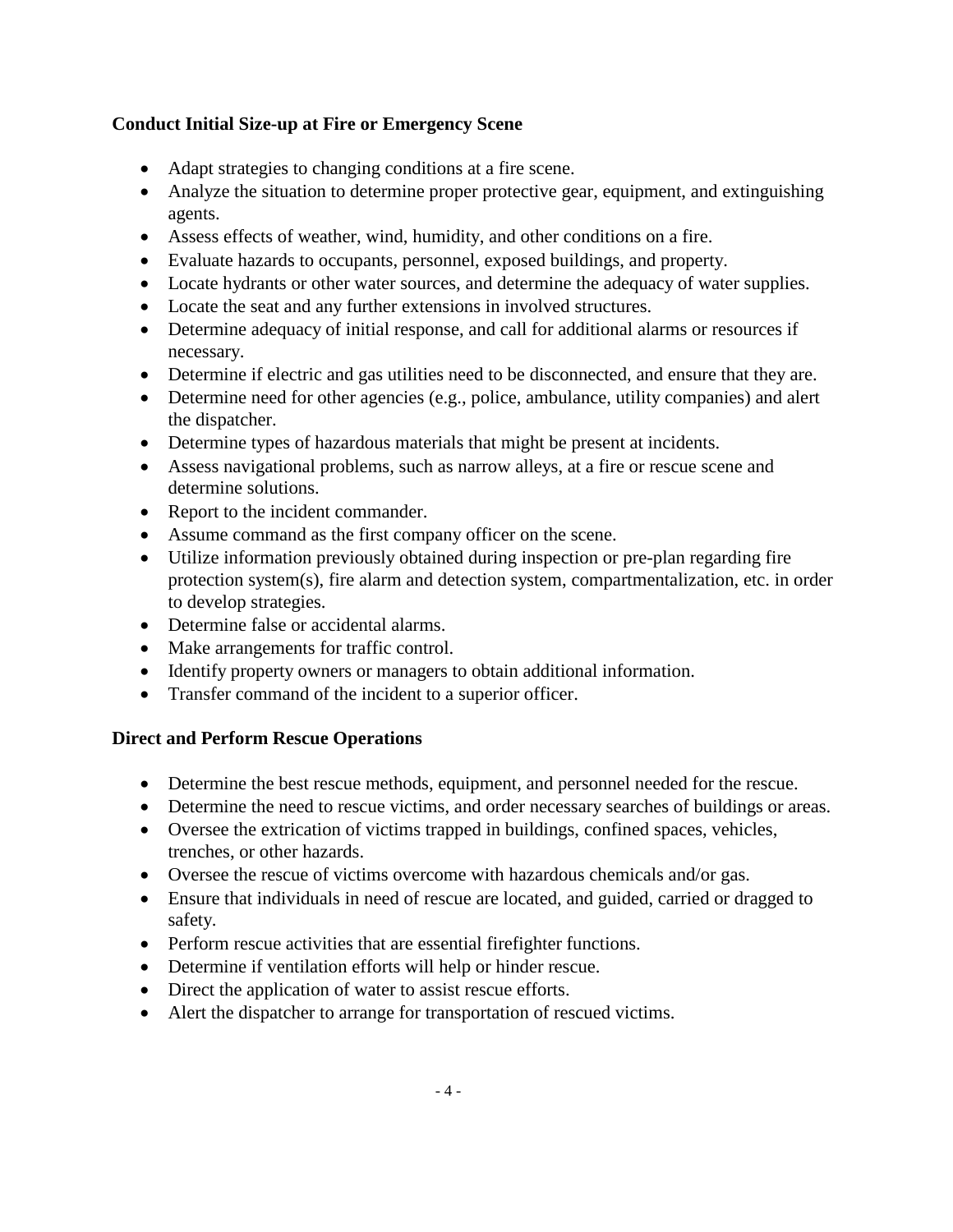**Conduct Initial Size-up at Fire or Emergency Scene**

- Adapt strategies to changing conditions at a fire scene.
- Analyze the situation to determine proper protective gear, equipment, and extinguishing agents.
- Assess effects of weather, wind, humidity, and other conditions on a fire.
- Evaluate hazards to occupants, personnel, exposed buildings, and property.
- Locate hydrants or other water sources, and determine the adequacy of water supplies.
- Locate the seat and any further extensions in involved structures.
- Determine adequacy of initial response, and call for additional alarms or resources if necessary.
- Determine if electric and gas utilities need to be disconnected, and ensure that they are.
- Determine need for other agencies (e.g., police, ambulance, utility companies) and alert the dispatcher.
- Determine types of hazardous materials that might be present at incidents.
- Assess navigational problems, such as narrow alleys, at a fire or rescue scene and determine solutions.
- Report to the incident commander.
- Assume command as the first company officer on the scene.
- Utilize information previously obtained during inspection or pre-plan regarding fire protection system(s), fire alarm and detection system, compartmentalization, etc. in order to develop strategies.
- Determine false or accidental alarms.
- Make arrangements for traffic control.
- Identify property owners or managers to obtain additional information.
- Transfer command of the incident to a superior officer.

**Direct and Perform Rescue Operations**

- Determine the best rescue methods, equipment, and personnel needed for the rescue.
- Determine the need to rescue victims, and order necessary searches of buildings or areas.
- Oversee the extrication of victims trapped in buildings, confined spaces, vehicles, trenches, or other hazards.
- Oversee the rescue of victims overcome with hazardous chemicals and/or gas.
- Ensure that individuals in need of rescue are located, and guided, carried or dragged to safety.
- Perform rescue activities that are essential firefighter functions.
- Determine if ventilation efforts will help or hinder rescue.
- Direct the application of water to assist rescue efforts.
- Alert the dispatcher to arrange for transportation of rescued victims.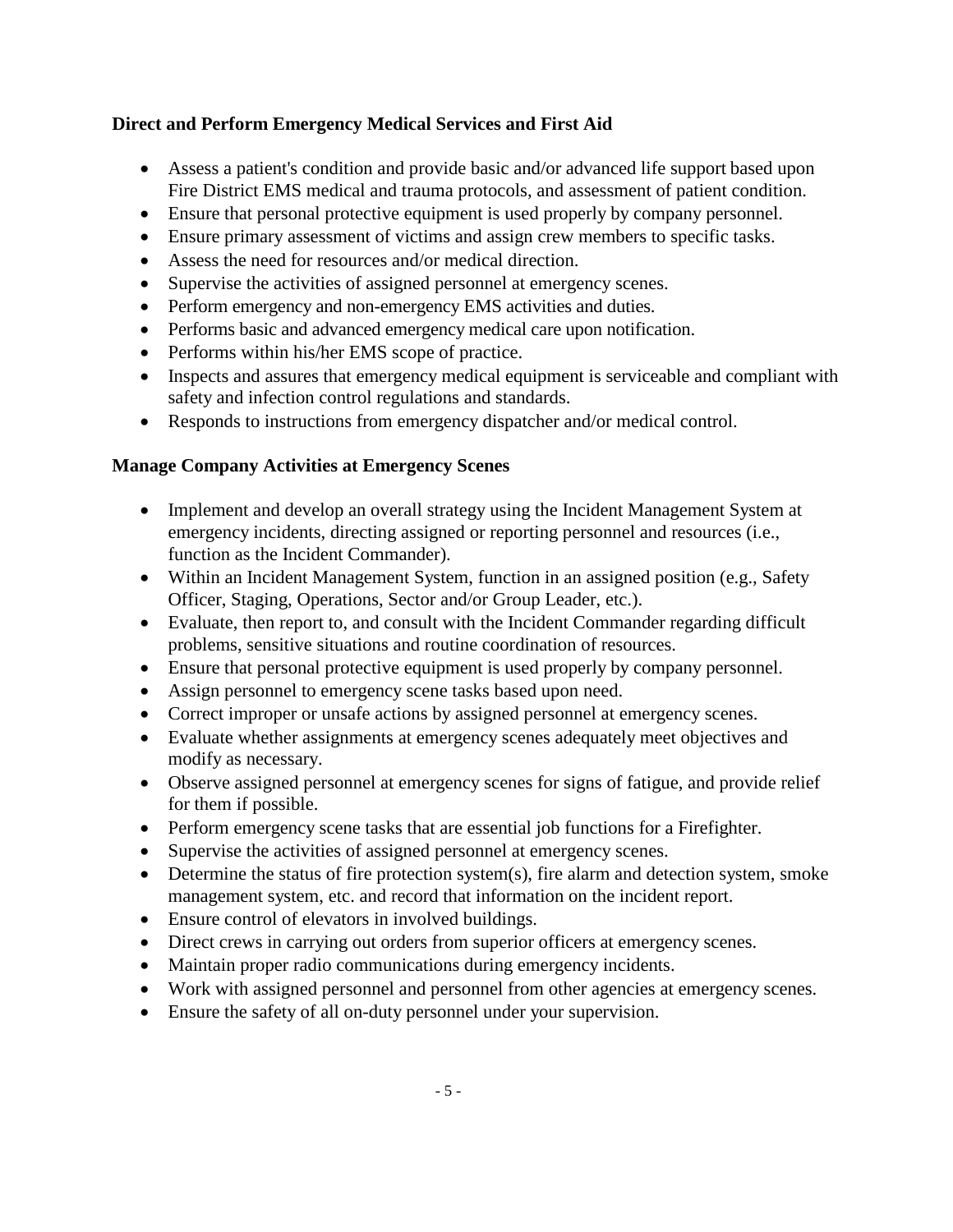**Direct and Perform Emergency Medical Services and First Aid**

- Assess a patient's condition and provide basic and/or advanced life support based upon Fire District EMS medical and trauma protocols, and assessment of patient condition.
- Ensure that personal protective equipment is used properly by company personnel.
- Ensure primary assessment of victims and assign crew members to specific tasks.
- Assess the need for resources and/or medical direction.
- Supervise the activities of assigned personnel at emergency scenes.
- Perform emergency and non-emergency EMS activities and duties.
- Performs basic and advanced emergency medical care upon notification.
- Performs within his/her EMS scope of practice.
- Inspects and assures that emergency medical equipment is serviceable and compliant with safety and infection control regulations and standards.
- Responds to instructions from emergency dispatcher and/or medical control.

**Manage Company Activities at Emergency Scenes**

- Implement and develop an overall strategy using the Incident Management System at emergency incidents, directing assigned or reporting personnel and resources (i.e., function as the Incident Commander).
- Within an Incident Management System, function in an assigned position (e.g., Safety Officer, Staging, Operations, Sector and/or Group Leader, etc.).
- Evaluate, then report to, and consult with the Incident Commander regarding difficult problems, sensitive situations and routine coordination of resources.
- Ensure that personal protective equipment is used properly by company personnel.
- Assign personnel to emergency scene tasks based upon need.
- Correct improper or unsafe actions by assigned personnel at emergency scenes.
- Evaluate whether assignments at emergency scenes adequately meet objectives and modify as necessary.
- Observe assigned personnel at emergency scenes for signs of fatigue, and provide relief for them if possible.
- Perform emergency scene tasks that are essential job functions for a Firefighter.
- Supervise the activities of assigned personnel at emergency scenes.
- Determine the status of fire protection system(s), fire alarm and detection system, smoke management system, etc. and record that information on the incident report.
- Ensure control of elevators in involved buildings.
- Direct crews in carrying out orders from superior officers at emergency scenes.
- Maintain proper radio communications during emergency incidents.
- Work with assigned personnel and personnel from other agencies at emergency scenes.
- Ensure the safety of all on-duty personnel under your supervision.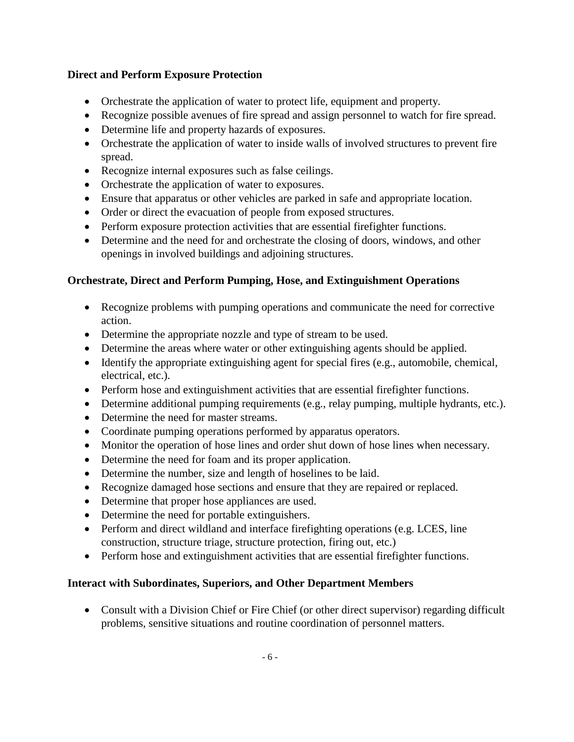**Direct and Perform Exposure Protection**

- Orchestrate the application of water to protect life, equipment and property.
- Recognize possible avenues of fire spread and assign personnel to watch for fire spread.
- Determine life and property hazards of exposures.
- Orchestrate the application of water to inside walls of involved structures to prevent fire spread.
- Recognize internal exposures such as false ceilings.
- Orchestrate the application of water to exposures.
- Ensure that apparatus or other vehicles are parked in safe and appropriate location.
- Order or direct the evacuation of people from exposed structures.
- Perform exposure protection activities that are essential firefighter functions.
- Determine and the need for and orchestrate the closing of doors, windows, and other openings in involved buildings and adjoining structures.

**Orchestrate, Direct and Perform Pumping, Hose, and Extinguishment Operations**

- Recognize problems with pumping operations and communicate the need for corrective action.
- Determine the appropriate nozzle and type of stream to be used.
- Determine the areas where water or other extinguishing agents should be applied.
- Identify the appropriate extinguishing agent for special fires (e.g., automobile, chemical, electrical, etc.).
- Perform hose and extinguishment activities that are essential firefighter functions.
- Determine additional pumping requirements (e.g., relay pumping, multiple hydrants, etc.).
- Determine the need for master streams.
- Coordinate pumping operations performed by apparatus operators.
- Monitor the operation of hose lines and order shut down of hose lines when necessary.
- Determine the need for foam and its proper application.
- Determine the number, size and length of hoselines to be laid.
- Recognize damaged hose sections and ensure that they are repaired or replaced.
- Determine that proper hose appliances are used.
- Determine the need for portable extinguishers.
- Perform and direct wildland and interface firefighting operations (e.g. LCES, line construction, structure triage, structure protection, firing out, etc.)
- Perform hose and extinguishment activities that are essential firefighter functions.

**Interact with Subordinates, Superiors, and Other Department Members**

- Consult with a Division Chief or Fire Chief (or other direct supervisor) regarding difficult problems, sensitive situations and routine coordination of personnel matters.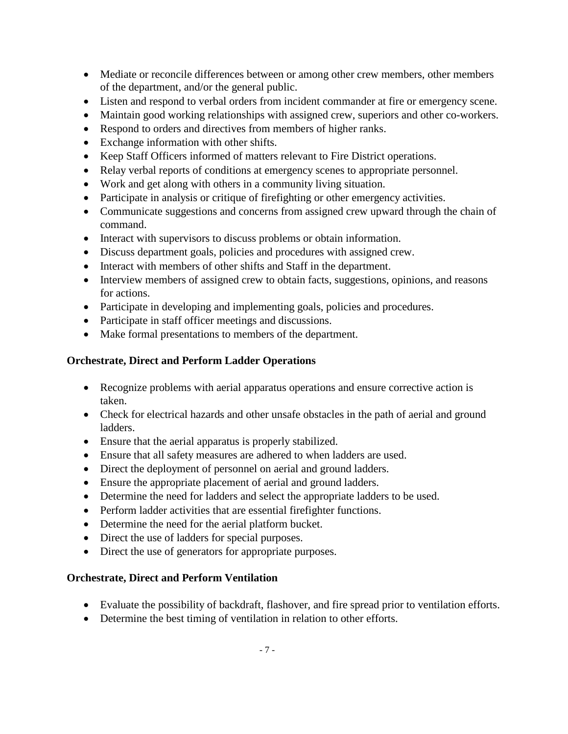- Mediate or reconcile differences between or among other crew members, other members of the department, and/or the general public.
- Listen and respond to verbal orders from incident commander at fire or emergency scene.
- Maintain good working relationships with assigned crew, superiors and other co-workers.
- Respond to orders and directives from members of higher ranks.
- Exchange information with other shifts.
- Keep Staff Officers informed of matters relevant to Fire District operations.
- Relay verbal reports of conditions at emergency scenes to appropriate personnel.
- Work and get along with others in a community living situation.
- Participate in analysis or critique of firefighting or other emergency activities.
- Communicate suggestions and concerns from assigned crew upward through the chain of command.
- Interact with supervisors to discuss problems or obtain information.
- Discuss department goals, policies and procedures with assigned crew.
- Interact with members of other shifts and Staff in the department.
- Interview members of assigned crew to obtain facts, suggestions, opinions, and reasons for actions.
- Participate in developing and implementing goals, policies and procedures.
- Participate in staff officer meetings and discussions.
- Make formal presentations to members of the department.

**Orchestrate, Direct and Perform Ladder Operations**

- Recognize problems with aerial apparatus operations and ensure corrective action is taken.
- Check for electrical hazards and other unsafe obstacles in the path of aerial and ground ladders.
- Ensure that the aerial apparatus is properly stabilized.
- Ensure that all safety measures are adhered to when ladders are used.
- Direct the deployment of personnel on aerial and ground ladders.
- Ensure the appropriate placement of aerial and ground ladders.
- Determine the need for ladders and select the appropriate ladders to be used.
- Perform ladder activities that are essential firefighter functions.
- Determine the need for the aerial platform bucket.
- Direct the use of ladders for special purposes.
- Direct the use of generators for appropriate purposes.

**Orchestrate, Direct and Perform Ventilation**

- Evaluate the possibility of backdraft, flashover, and fire spread prior to ventilation efforts.
- Determine the best timing of ventilation in relation to other efforts.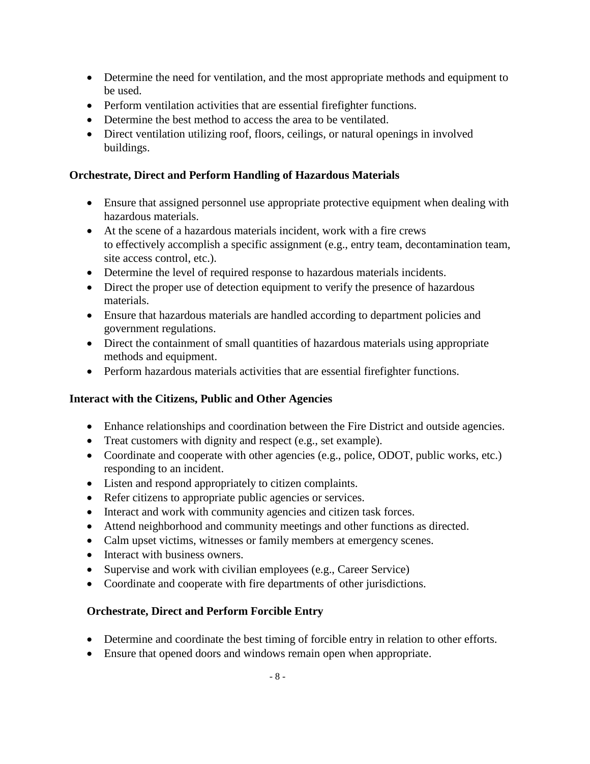- Determine the need for ventilation, and the most appropriate methods and equipment to be used.
- Perform ventilation activities that are essential firefighter functions.
- Determine the best method to access the area to be ventilated.
- Direct ventilation utilizing roof, floors, ceilings, or natural openings in involved buildings.

**Orchestrate, Direct and Perform Handling of Hazardous Materials**

- Ensure that assigned personnel use appropriate protective equipment when dealing with hazardous materials.
- At the scene of a hazardous materials incident, work with a fire crews to effectively accomplish a specific assignment (e.g., entry team, decontamination team, site access control, etc.).
- Determine the level of required response to hazardous materials incidents.
- Direct the proper use of detection equipment to verify the presence of hazardous materials.
- Ensure that hazardous materials are handled according to department policies and government regulations.
- Direct the containment of small quantities of hazardous materials using appropriate methods and equipment.
- Perform hazardous materials activities that are essential firefighter functions.

**Interact with the Citizens, Public and Other Agencies**

- Enhance relationships and coordination between the Fire District and outside agencies.
- Treat customers with dignity and respect (e.g., set example).
- Coordinate and cooperate with other agencies (e.g., police, ODOT, public works, etc.) responding to an incident.
- Listen and respond appropriately to citizen complaints.
- Refer citizens to appropriate public agencies or services.
- Interact and work with community agencies and citizen task forces.
- Attend neighborhood and community meetings and other functions as directed.
- Calm upset victims, witnesses or family members at emergency scenes.
- Interact with business owners.
- Supervise and work with civilian employees (e.g., Career Service)
- Coordinate and cooperate with fire departments of other jurisdictions.

**Orchestrate, Direct and Perform Forcible Entry**

- Determine and coordinate the best timing of forcible entry in relation to other efforts.
- Ensure that opened doors and windows remain open when appropriate.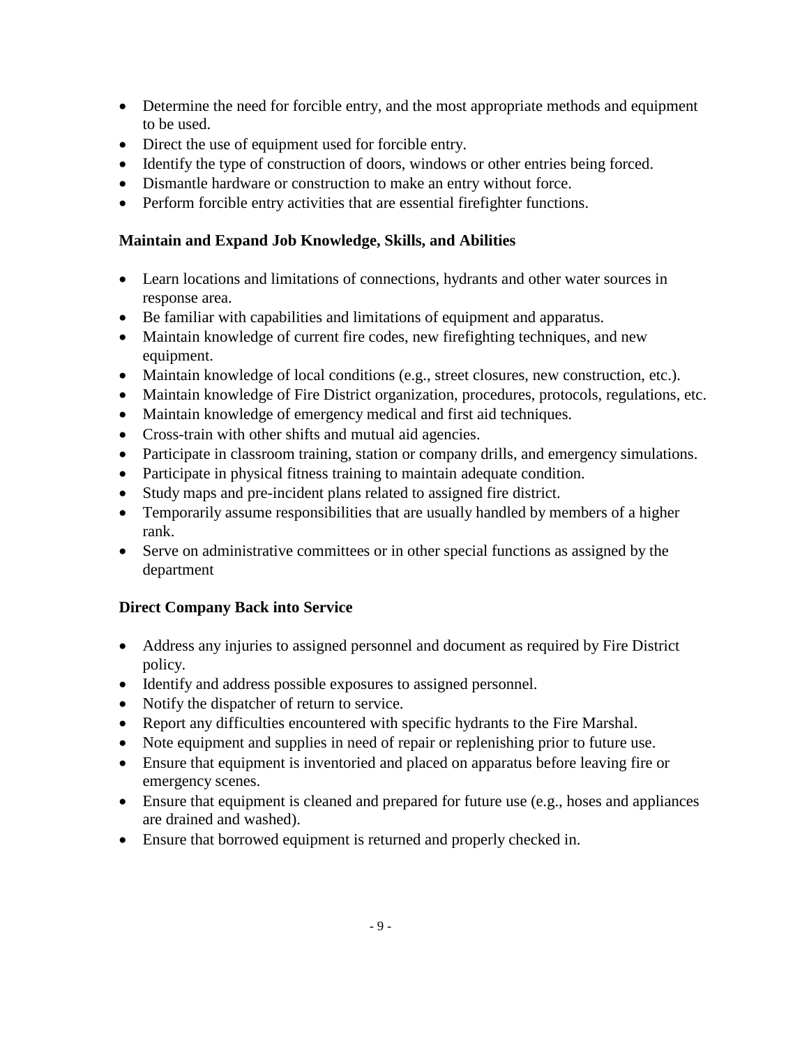- Determine the need for forcible entry, and the most appropriate methods and equipment to be used.
- Direct the use of equipment used for forcible entry.
- Identify the type of construction of doors, windows or other entries being forced.
- Dismantle hardware or construction to make an entry without force.
- Perform forcible entry activities that are essential firefighter functions.

**Maintain and Expand Job Knowledge, Skills, and Abilities**

- Learn locations and limitations of connections, hydrants and other water sources in response area.
- Be familiar with capabilities and limitations of equipment and apparatus.
- Maintain knowledge of current fire codes, new firefighting techniques, and new equipment.
- Maintain knowledge of local conditions (e.g., street closures, new construction, etc.).
- Maintain knowledge of Fire District organization, procedures, protocols, regulations, etc.
- Maintain knowledge of emergency medical and first aid techniques.
- Cross-train with other shifts and mutual aid agencies.
- Participate in classroom training, station or company drills, and emergency simulations.
- Participate in physical fitness training to maintain adequate condition.
- Study maps and pre-incident plans related to assigned fire district.
- Temporarily assume responsibilities that are usually handled by members of a higher rank.
- Serve on administrative committees or in other special functions as assigned by the department

**Direct Company Back into Service**

- Address any injuries to assigned personnel and document as required by Fire District policy.
- Identify and address possible exposures to assigned personnel.
- Notify the dispatcher of return to service.
- Report any difficulties encountered with specific hydrants to the Fire Marshal.
- Note equipment and supplies in need of repair or replenishing prior to future use.
- Ensure that equipment is inventoried and placed on apparatus before leaving fire or emergency scenes.
- Ensure that equipment is cleaned and prepared for future use (e.g., hoses and appliances are drained and washed).
- Ensure that borrowed equipment is returned and properly checked in.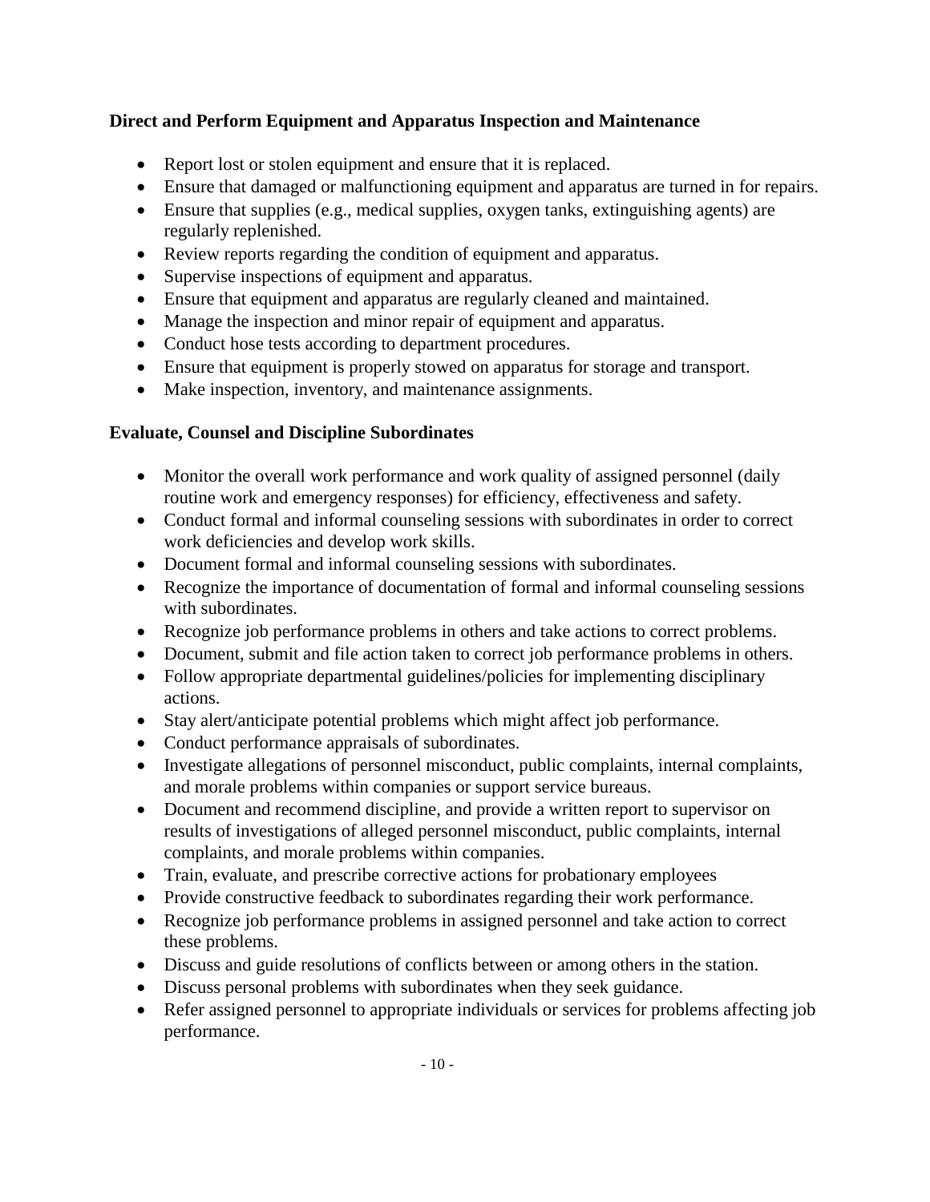**Direct and Perform Equipment and Apparatus Inspection and Maintenance**

- Report lost or stolen equipment and ensure that it is replaced.
- Ensure that damaged or malfunctioning equipment and apparatus are turned in for repairs.
- Ensure that supplies (e.g., medical supplies, oxygen tanks, extinguishing agents) are regularly replenished.
- Review reports regarding the condition of equipment and apparatus.
- Supervise inspections of equipment and apparatus.
- Ensure that equipment and apparatus are regularly cleaned and maintained.
- Manage the inspection and minor repair of equipment and apparatus.
- Conduct hose tests according to department procedures.
- Ensure that equipment is properly stowed on apparatus for storage and transport.
- Make inspection, inventory, and maintenance assignments.

**Evaluate, Counsel and Discipline Subordinates**

- Monitor the overall work performance and work quality of assigned personnel (daily routine work and emergency responses) for efficiency, effectiveness and safety.
- Conduct formal and informal counseling sessions with subordinates in order to correct work deficiencies and develop work skills.
- Document formal and informal counseling sessions with subordinates.
- Recognize the importance of documentation of formal and informal counseling sessions with subordinates.
- Recognize job performance problems in others and take actions to correct problems.
- Document, submit and file action taken to correct job performance problems in others.
- Follow appropriate departmental guidelines/policies for implementing disciplinary actions.
- Stay alert/anticipate potential problems which might affect job performance.
- Conduct performance appraisals of subordinates.
- Investigate allegations of personnel misconduct, public complaints, internal complaints, and morale problems within companies or support service bureaus.
- Document and recommend discipline, and provide a written report to supervisor on results of investigations of alleged personnel misconduct, public complaints, internal complaints, and morale problems within companies.
- Train, evaluate, and prescribe corrective actions for probationary employees
- Provide constructive feedback to subordinates regarding their work performance.
- Recognize job performance problems in assigned personnel and take action to correct these problems.
- Discuss and guide resolutions of conflicts between or among others in the station.
- Discuss personal problems with subordinates when they seek guidance.
- Refer assigned personnel to appropriate individuals or services for problems affecting job performance.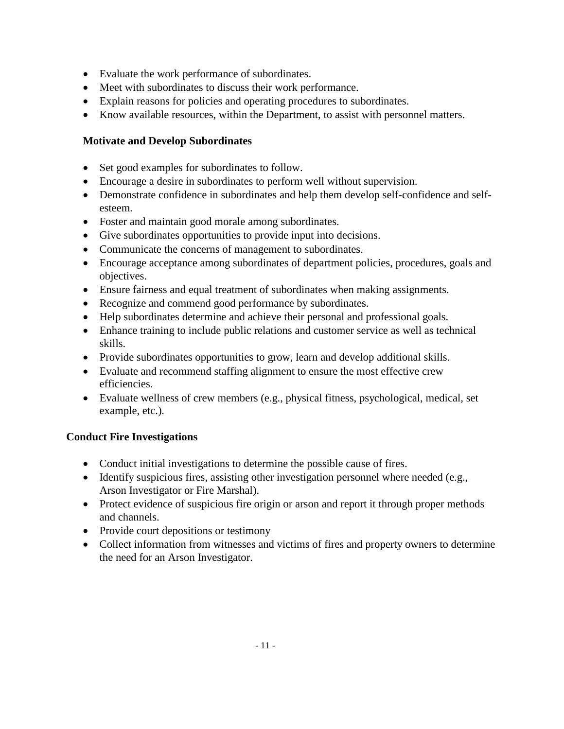- Evaluate the work performance of subordinates.
- Meet with subordinates to discuss their work performance.
- Explain reasons for policies and operating procedures to subordinates.
- Know available resources, within the Department, to assist with personnel matters.

**Motivate and Develop Subordinates**

- Set good examples for subordinates to follow.
- Encourage a desire in subordinates to perform well without supervision.
- Demonstrate confidence in subordinates and help them develop self-confidence and self-esteem.
- Foster and maintain good morale among subordinates.
- Give subordinates opportunities to provide input into decisions.
- Communicate the concerns of management to subordinates.
- Encourage acceptance among subordinates of department policies, procedures, goals and objectives.
- Ensure fairness and equal treatment of subordinates when making assignments.
- Recognize and commend good performance by subordinates.
- Help subordinates determine and achieve their personal and professional goals.
- Enhance training to include public relations and customer service as well as technical skills.
- Provide subordinates opportunities to grow, learn and develop additional skills.
- Evaluate and recommend staffing alignment to ensure the most effective crew efficiencies.
- Evaluate wellness of crew members (e.g., physical fitness, psychological, medical, set example, etc.).

**Conduct Fire Investigations**

- Conduct initial investigations to determine the possible cause of fires.
- Identify suspicious fires, assisting other investigation personnel where needed (e.g., Arson Investigator or Fire Marshal).
- Protect evidence of suspicious fire origin or arson and report it through proper methods and channels.
- Provide court depositions or testimony
- Collect information from witnesses and victims of fires and property owners to determine the need for an Arson Investigator.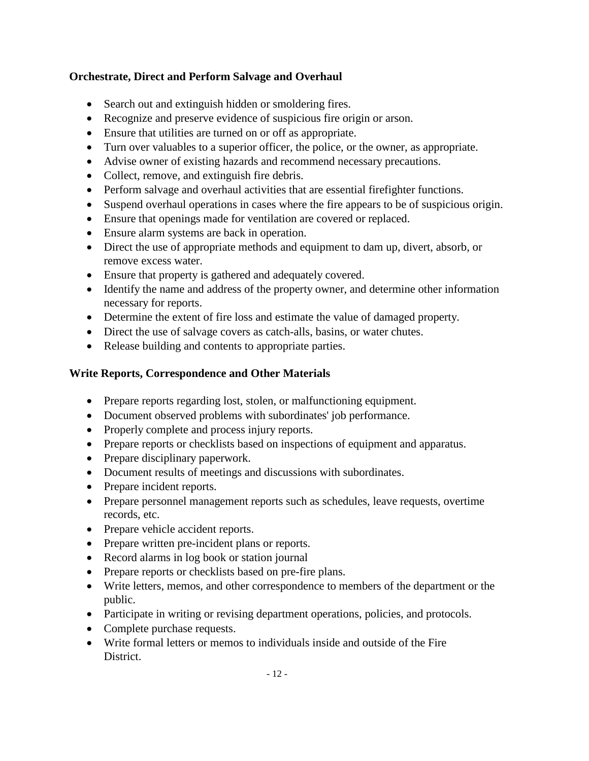**Orchestrate, Direct and Perform Salvage and Overhaul**

- Search out and extinguish hidden or smoldering fires.
- Recognize and preserve evidence of suspicious fire origin or arson.
- Ensure that utilities are turned on or off as appropriate.
- Turn over valuables to a superior officer, the police, or the owner, as appropriate.
- Advise owner of existing hazards and recommend necessary precautions.
- Collect, remove, and extinguish fire debris.
- Perform salvage and overhaul activities that are essential firefighter functions.
- Suspend overhaul operations in cases where the fire appears to be of suspicious origin.
- Ensure that openings made for ventilation are covered or replaced.
- Ensure alarm systems are back in operation.
- Direct the use of appropriate methods and equipment to dam up, divert, absorb, or remove excess water.
- Ensure that property is gathered and adequately covered.
- Identify the name and address of the property owner, and determine other information necessary for reports.
- Determine the extent of fire loss and estimate the value of damaged property.
- Direct the use of salvage covers as catch-alls, basins, or water chutes.
- Release building and contents to appropriate parties.

**Write Reports, Correspondence and Other Materials**

- Prepare reports regarding lost, stolen, or malfunctioning equipment.
- Document observed problems with subordinates' job performance.
- Properly complete and process injury reports.
- Prepare reports or checklists based on inspections of equipment and apparatus.
- Prepare disciplinary paperwork.
- Document results of meetings and discussions with subordinates.
- Prepare incident reports.
- Prepare personnel management reports such as schedules, leave requests, overtime records, etc.
- Prepare vehicle accident reports.
- Prepare written pre-incident plans or reports.
- Record alarms in log book or station journal
- Prepare reports or checklists based on pre-fire plans.
- Write letters, memos, and other correspondence to members of the department or the public.
- Participate in writing or revising department operations, policies, and protocols.
- Complete purchase requests.
- Write formal letters or memos to individuals inside and outside of the Fire District.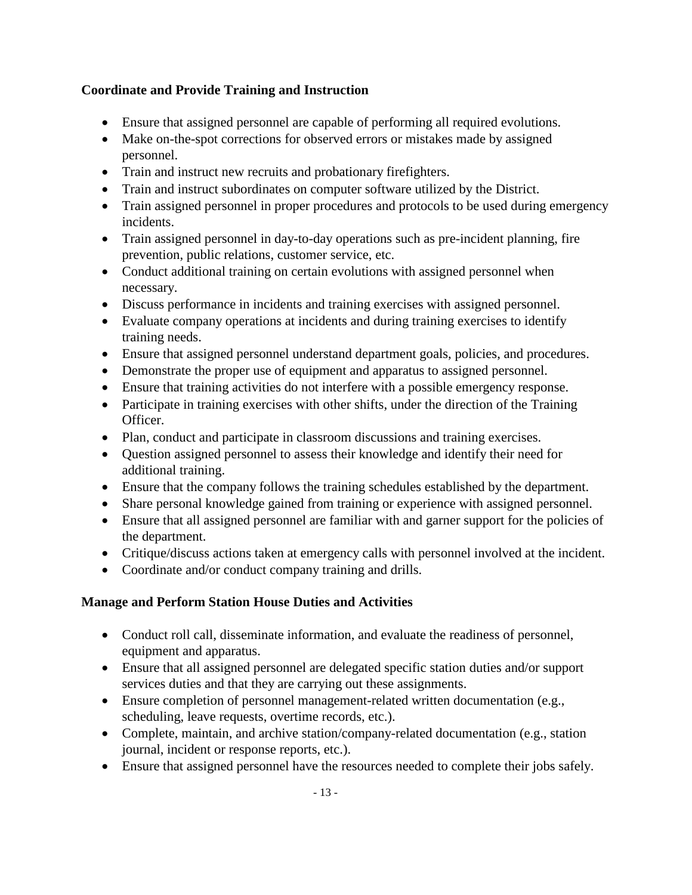**Coordinate and Provide Training and Instruction**

- Ensure that assigned personnel are capable of performing all required evolutions.
- Make on-the-spot corrections for observed errors or mistakes made by assigned personnel.
- Train and instruct new recruits and probationary firefighters.
- Train and instruct subordinates on computer software utilized by the District.
- Train assigned personnel in proper procedures and protocols to be used during emergency incidents.
- Train assigned personnel in day-to-day operations such as pre-incident planning, fire prevention, public relations, customer service, etc.
- Conduct additional training on certain evolutions with assigned personnel when necessary.
- Discuss performance in incidents and training exercises with assigned personnel.
- Evaluate company operations at incidents and during training exercises to identify training needs.
- Ensure that assigned personnel understand department goals, policies, and procedures.
- Demonstrate the proper use of equipment and apparatus to assigned personnel.
- Ensure that training activities do not interfere with a possible emergency response.
- Participate in training exercises with other shifts, under the direction of the Training Officer.
- Plan, conduct and participate in classroom discussions and training exercises.
- Question assigned personnel to assess their knowledge and identify their need for additional training.
- Ensure that the company follows the training schedules established by the department.
- Share personal knowledge gained from training or experience with assigned personnel.
- Ensure that all assigned personnel are familiar with and garner support for the policies of the department.
- Critique/discuss actions taken at emergency calls with personnel involved at the incident.
- Coordinate and/or conduct company training and drills.

**Manage and Perform Station House Duties and Activities**

- Conduct roll call, disseminate information, and evaluate the readiness of personnel, equipment and apparatus.
- Ensure that all assigned personnel are delegated specific station duties and/or support services duties and that they are carrying out these assignments.
- Ensure completion of personnel management-related written documentation (e.g., scheduling, leave requests, overtime records, etc.).
- Complete, maintain, and archive station/company-related documentation (e.g., station journal, incident or response reports, etc.).
- Ensure that assigned personnel have the resources needed to complete their jobs safely.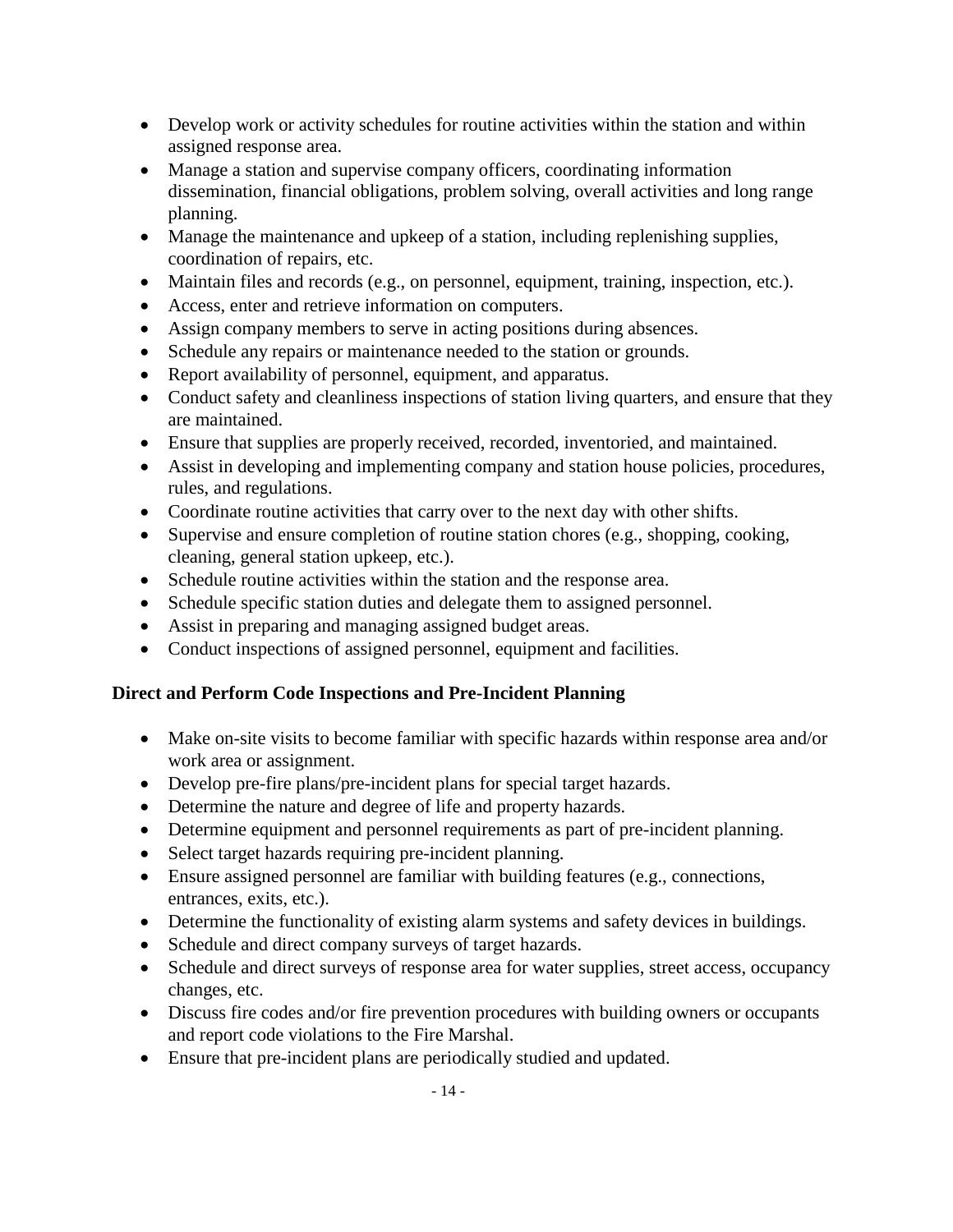- Develop work or activity schedules for routine activities within the station and within assigned response area.
- Manage a station and supervise company officers, coordinating information dissemination, financial obligations, problem solving, overall activities and long range planning.
- Manage the maintenance and upkeep of a station, including replenishing supplies, coordination of repairs, etc.
- Maintain files and records (e.g., on personnel, equipment, training, inspection, etc.).
- Access, enter and retrieve information on computers.
- Assign company members to serve in acting positions during absences.
- Schedule any repairs or maintenance needed to the station or grounds.
- Report availability of personnel, equipment, and apparatus.
- Conduct safety and cleanliness inspections of station living quarters, and ensure that they are maintained.
- Ensure that supplies are properly received, recorded, inventoried, and maintained.
- Assist in developing and implementing company and station house policies, procedures, rules, and regulations.
- Coordinate routine activities that carry over to the next day with other shifts.
- Supervise and ensure completion of routine station chores (e.g., shopping, cooking, cleaning, general station upkeep, etc.).
- Schedule routine activities within the station and the response area.
- Schedule specific station duties and delegate them to assigned personnel.
- Assist in preparing and managing assigned budget areas.
- Conduct inspections of assigned personnel, equipment and facilities.

**Direct and Perform Code Inspections and Pre-Incident Planning**

- Make on-site visits to become familiar with specific hazards within response area and/or work area or assignment.
- Develop pre-fire plans/pre-incident plans for special target hazards.
- Determine the nature and degree of life and property hazards.
- Determine equipment and personnel requirements as part of pre-incident planning.
- Select target hazards requiring pre-incident planning.
- Ensure assigned personnel are familiar with building features (e.g., connections, entrances, exits, etc.).
- Determine the functionality of existing alarm systems and safety devices in buildings.
- Schedule and direct company surveys of target hazards.
- Schedule and direct surveys of response area for water supplies, street access, occupancy changes, etc.
- Discuss fire codes and/or fire prevention procedures with building owners or occupants and report code violations to the Fire Marshal.
- Ensure that pre-incident plans are periodically studied and updated.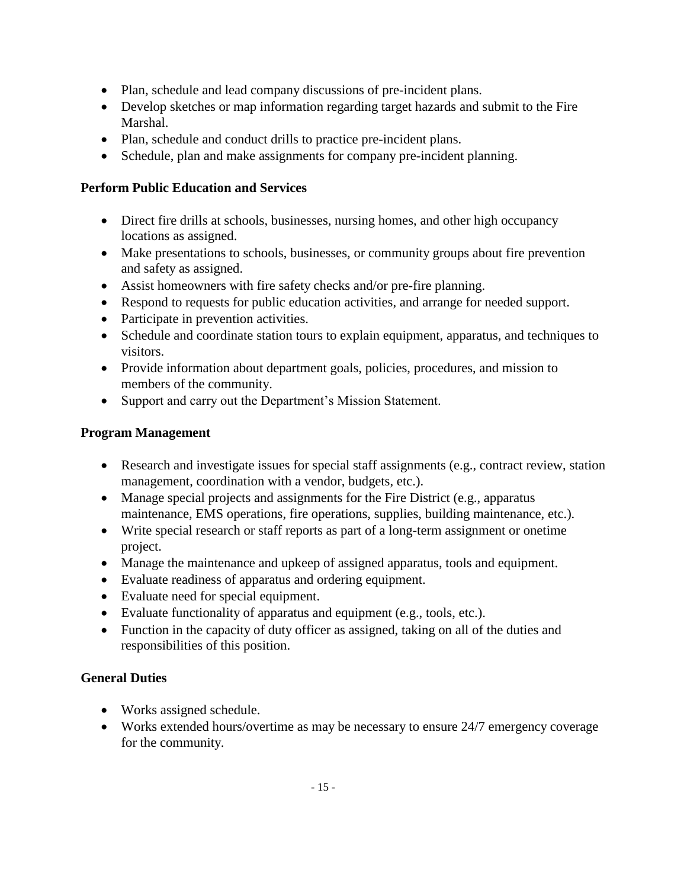- Plan, schedule and lead company discussions of pre-incident plans.
- Develop sketches or map information regarding target hazards and submit to the Fire Marshal.
- Plan, schedule and conduct drills to practice pre-incident plans.
- Schedule, plan and make assignments for company pre-incident planning.

**Perform Public Education and Services**

- Direct fire drills at schools, businesses, nursing homes, and other high occupancy locations as assigned.
- Make presentations to schools, businesses, or community groups about fire prevention and safety as assigned.
- Assist homeowners with fire safety checks and/or pre-fire planning.
- Respond to requests for public education activities, and arrange for needed support.
- Participate in prevention activities.
- Schedule and coordinate station tours to explain equipment, apparatus, and techniques to visitors.
- Provide information about department goals, policies, procedures, and mission to members of the community.
- Support and carry out the Department's Mission Statement.

**Program Management**

- Research and investigate issues for special staff assignments (e.g., contract review, station management, coordination with a vendor, budgets, etc.).
- Manage special projects and assignments for the Fire District (e.g., apparatus maintenance, EMS operations, fire operations, supplies, building maintenance, etc.).
- Write special research or staff reports as part of a long-term assignment or onetime project.
- Manage the maintenance and upkeep of assigned apparatus, tools and equipment.
- Evaluate readiness of apparatus and ordering equipment.
- Evaluate need for special equipment.
- Evaluate functionality of apparatus and equipment (e.g., tools, etc.).
- Function in the capacity of duty officer as assigned, taking on all of the duties and responsibilities of this position.

**General Duties**

- Works assigned schedule.
- Works extended hours/overtime as may be necessary to ensure 24/7 emergency coverage for the community.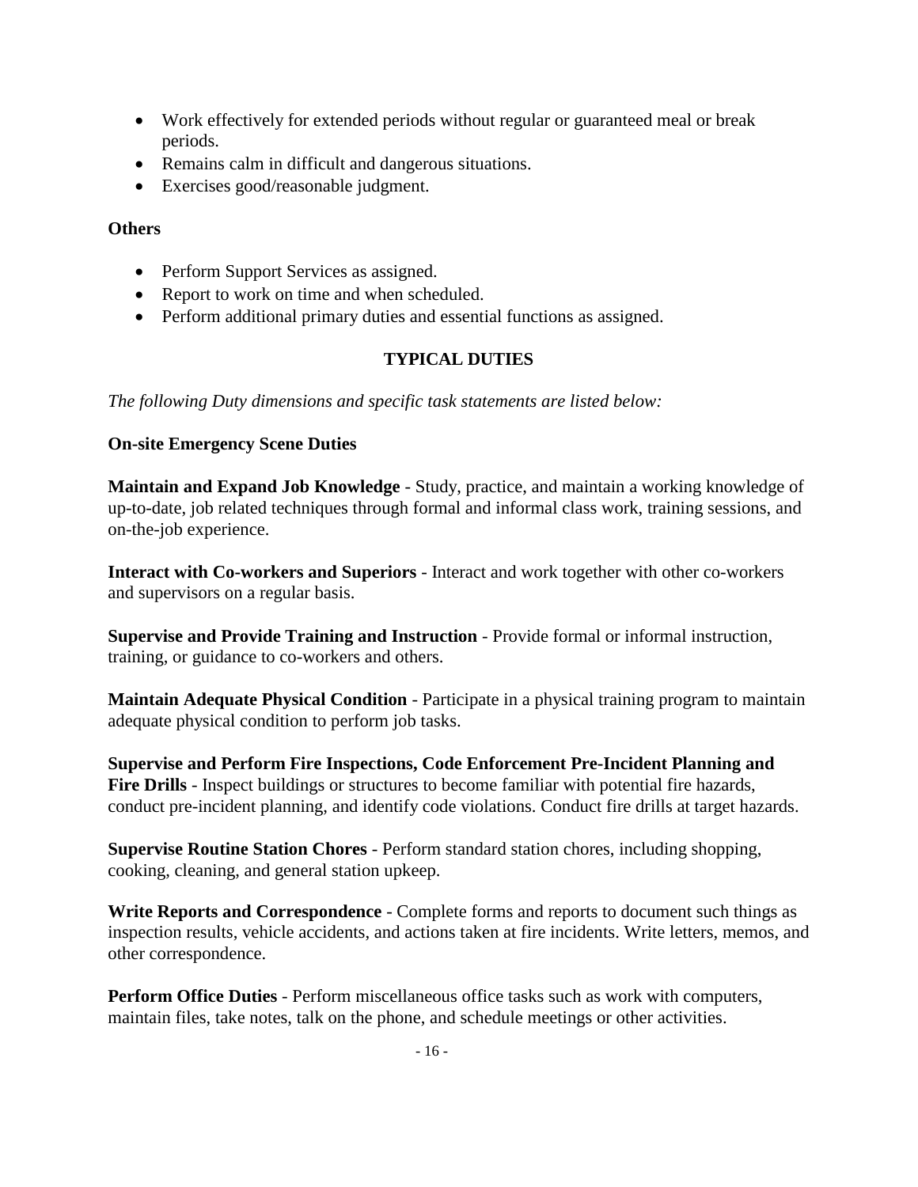- Work effectively for extended periods without regular or guaranteed meal or break periods.
- Remains calm in difficult and dangerous situations.
- Exercises good/reasonable judgment.

**Others**

- Perform Support Services as assigned.
- Report to work on time and when scheduled.
- Perform additional primary duties and essential functions as assigned.

## TYPICAL DUTIES

*The following Duty dimensions and specific task statements are listed below:*

**On-site Emergency Scene Duties**

**Maintain and Expand Job Knowledge** - Study, practice, and maintain a working knowledge of up-to-date, job related techniques through formal and informal class work, training sessions, and on-the-job experience.

**Interact with Co-workers and Superiors** - Interact and work together with other co-workers and supervisors on a regular basis.

**Supervise and Provide Training and Instruction** - Provide formal or informal instruction, training, or guidance to co-workers and others.

**Maintain Adequate Physical Condition** - Participate in a physical training program to maintain adequate physical condition to perform job tasks.

**Supervise and Perform Fire Inspections, Code Enforcement Pre-Incident Planning and Fire Drills** - Inspect buildings or structures to become familiar with potential fire hazards, conduct pre-incident planning, and identify code violations. Conduct fire drills at target hazards.

**Supervise Routine Station Chores** - Perform standard station chores, including shopping, cooking, cleaning, and general station upkeep.

**Write Reports and Correspondence** - Complete forms and reports to document such things as inspection results, vehicle accidents, and actions taken at fire incidents. Write letters, memos, and other correspondence.

**Perform Office Duties** - Perform miscellaneous office tasks such as work with computers, maintain files, take notes, talk on the phone, and schedule meetings or other activities.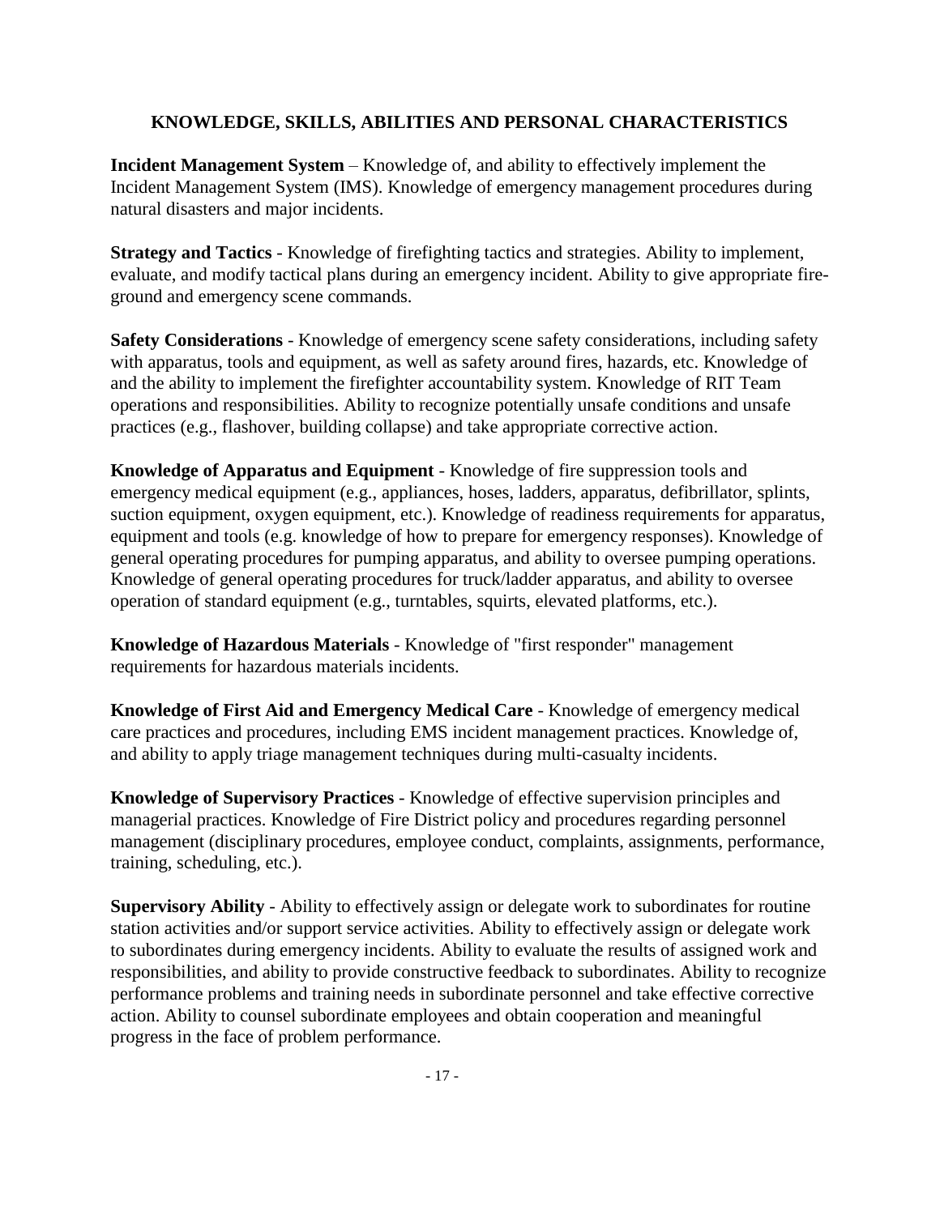## KNOWLEDGE, SKILLS, ABILITIES AND PERSONAL CHARACTERISTICS

**Incident Management System** – Knowledge of, and ability to effectively implement the Incident Management System (IMS). Knowledge of emergency management procedures during natural disasters and major incidents.

**Strategy and Tactics** - Knowledge of firefighting tactics and strategies. Ability to implement, evaluate, and modify tactical plans during an emergency incident. Ability to give appropriate fire-ground and emergency scene commands.

**Safety Considerations** - Knowledge of emergency scene safety considerations, including safety with apparatus, tools and equipment, as well as safety around fires, hazards, etc. Knowledge of and the ability to implement the firefighter accountability system. Knowledge of RIT Team operations and responsibilities. Ability to recognize potentially unsafe conditions and unsafe practices (e.g., flashover, building collapse) and take appropriate corrective action.

**Knowledge of Apparatus and Equipment** - Knowledge of fire suppression tools and emergency medical equipment (e.g., appliances, hoses, ladders, apparatus, defibrillator, splints, suction equipment, oxygen equipment, etc.). Knowledge of readiness requirements for apparatus, equipment and tools (e.g. knowledge of how to prepare for emergency responses). Knowledge of general operating procedures for pumping apparatus, and ability to oversee pumping operations. Knowledge of general operating procedures for truck/ladder apparatus, and ability to oversee operation of standard equipment (e.g., turntables, squirts, elevated platforms, etc.).

**Knowledge of Hazardous Materials** - Knowledge of "first responder" management requirements for hazardous materials incidents.

**Knowledge of First Aid and Emergency Medical Care** - Knowledge of emergency medical care practices and procedures, including EMS incident management practices. Knowledge of, and ability to apply triage management techniques during multi-casualty incidents.

**Knowledge of Supervisory Practices** - Knowledge of effective supervision principles and managerial practices. Knowledge of Fire District policy and procedures regarding personnel management (disciplinary procedures, employee conduct, complaints, assignments, performance, training, scheduling, etc.).

**Supervisory Ability** - Ability to effectively assign or delegate work to subordinates for routine station activities and/or support service activities. Ability to effectively assign or delegate work to subordinates during emergency incidents. Ability to evaluate the results of assigned work and responsibilities, and ability to provide constructive feedback to subordinates. Ability to recognize performance problems and training needs in subordinate personnel and take effective corrective action. Ability to counsel subordinate employees and obtain cooperation and meaningful progress in the face of problem performance.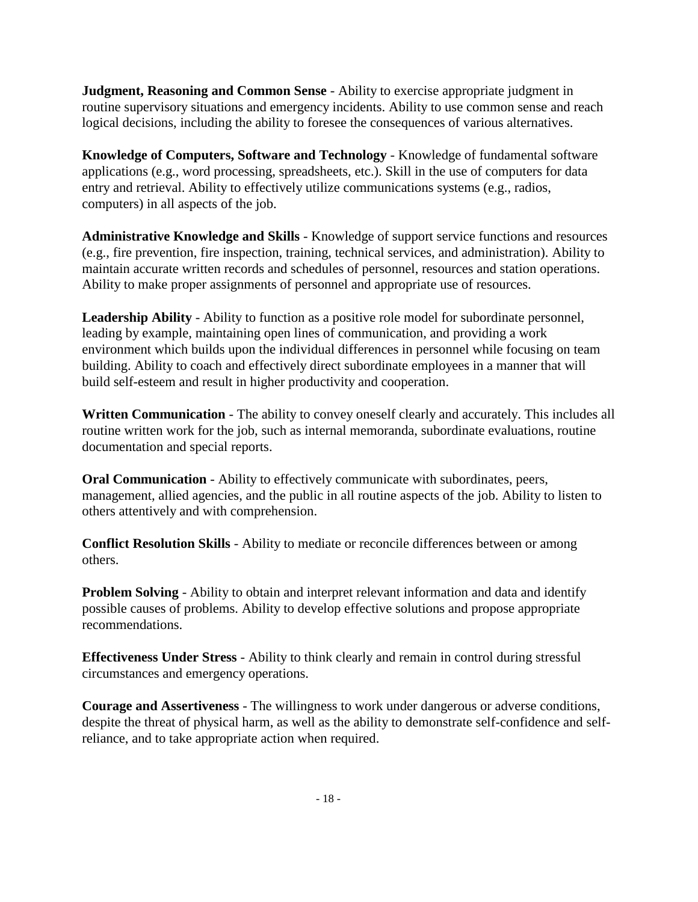**Judgment, Reasoning and Common Sense** - Ability to exercise appropriate judgment in routine supervisory situations and emergency incidents. Ability to use common sense and reach logical decisions, including the ability to foresee the consequences of various alternatives.

**Knowledge of Computers, Software and Technology** - Knowledge of fundamental software applications (e.g., word processing, spreadsheets, etc.). Skill in the use of computers for data entry and retrieval. Ability to effectively utilize communications systems (e.g., radios, computers) in all aspects of the job.

**Administrative Knowledge and Skills** - Knowledge of support service functions and resources (e.g., fire prevention, fire inspection, training, technical services, and administration). Ability to maintain accurate written records and schedules of personnel, resources and station operations. Ability to make proper assignments of personnel and appropriate use of resources.

**Leadership Ability** - Ability to function as a positive role model for subordinate personnel, leading by example, maintaining open lines of communication, and providing a work environment which builds upon the individual differences in personnel while focusing on team building. Ability to coach and effectively direct subordinate employees in a manner that will build self-esteem and result in higher productivity and cooperation.

**Written Communication** - The ability to convey oneself clearly and accurately. This includes all routine written work for the job, such as internal memoranda, subordinate evaluations, routine documentation and special reports.

**Oral Communication** - Ability to effectively communicate with subordinates, peers, management, allied agencies, and the public in all routine aspects of the job. Ability to listen to others attentively and with comprehension.

**Conflict Resolution Skills** - Ability to mediate or reconcile differences between or among others.

**Problem Solving** - Ability to obtain and interpret relevant information and data and identify possible causes of problems. Ability to develop effective solutions and propose appropriate recommendations.

**Effectiveness Under Stress** - Ability to think clearly and remain in control during stressful circumstances and emergency operations.

**Courage and Assertiveness** - The willingness to work under dangerous or adverse conditions, despite the threat of physical harm, as well as the ability to demonstrate self-confidence and self-reliance, and to take appropriate action when required.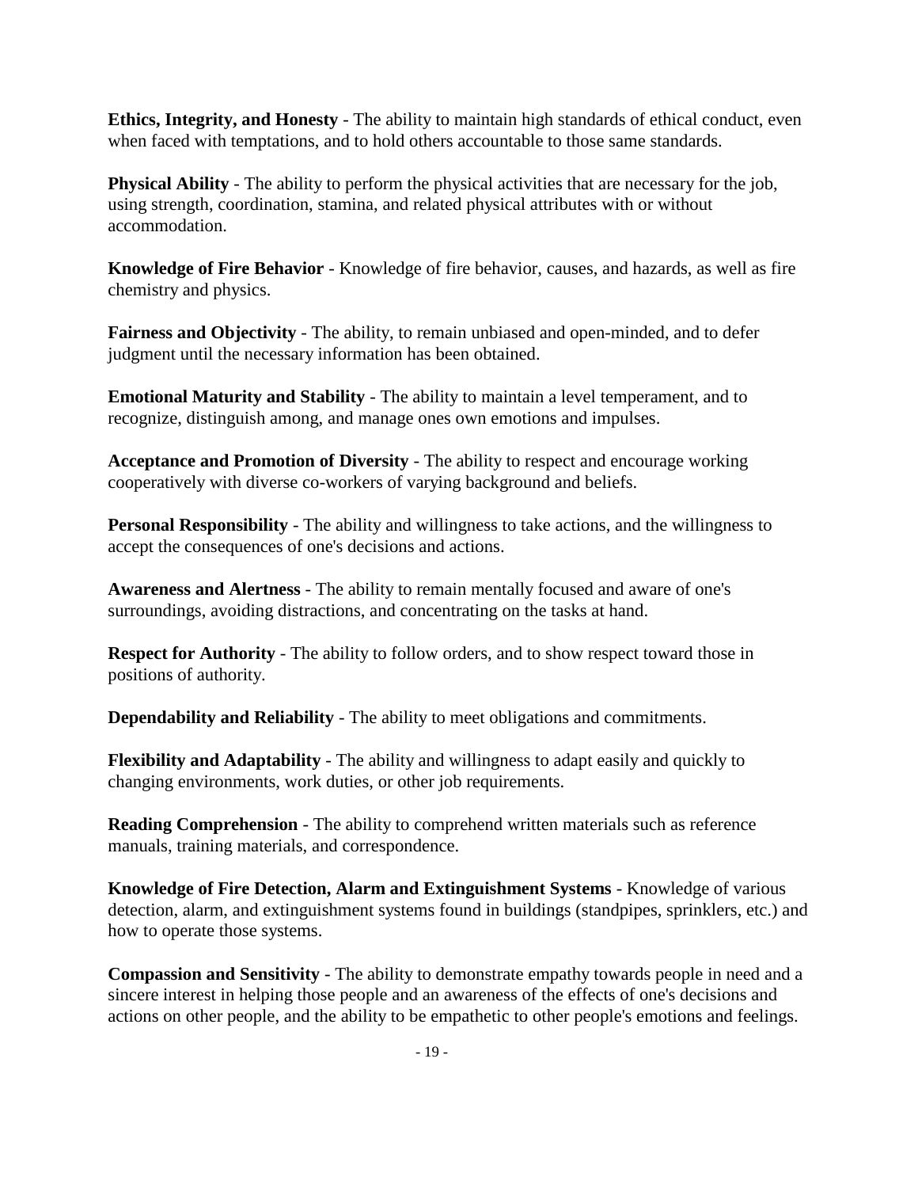**Ethics, Integrity, and Honesty** - The ability to maintain high standards of ethical conduct, even when faced with temptations, and to hold others accountable to those same standards.

**Physical Ability** - The ability to perform the physical activities that are necessary for the job, using strength, coordination, stamina, and related physical attributes with or without accommodation.

**Knowledge of Fire Behavior** - Knowledge of fire behavior, causes, and hazards, as well as fire chemistry and physics.

**Fairness and Objectivity** - The ability, to remain unbiased and open-minded, and to defer judgment until the necessary information has been obtained.

**Emotional Maturity and Stability** - The ability to maintain a level temperament, and to recognize, distinguish among, and manage ones own emotions and impulses.

**Acceptance and Promotion of Diversity** - The ability to respect and encourage working cooperatively with diverse co-workers of varying background and beliefs.

**Personal Responsibility** - The ability and willingness to take actions, and the willingness to accept the consequences of one's decisions and actions.

**Awareness and Alertness** - The ability to remain mentally focused and aware of one's surroundings, avoiding distractions, and concentrating on the tasks at hand.

**Respect for Authority** - The ability to follow orders, and to show respect toward those in positions of authority.

**Dependability and Reliability** - The ability to meet obligations and commitments.

**Flexibility and Adaptability** - The ability and willingness to adapt easily and quickly to changing environments, work duties, or other job requirements.

**Reading Comprehension** - The ability to comprehend written materials such as reference manuals, training materials, and correspondence.

**Knowledge of Fire Detection, Alarm and Extinguishment Systems** - Knowledge of various detection, alarm, and extinguishment systems found in buildings (standpipes, sprinklers, etc.) and how to operate those systems.

**Compassion and Sensitivity** - The ability to demonstrate empathy towards people in need and a sincere interest in helping those people and an awareness of the effects of one's decisions and actions on other people, and the ability to be empathetic to other people's emotions and feelings.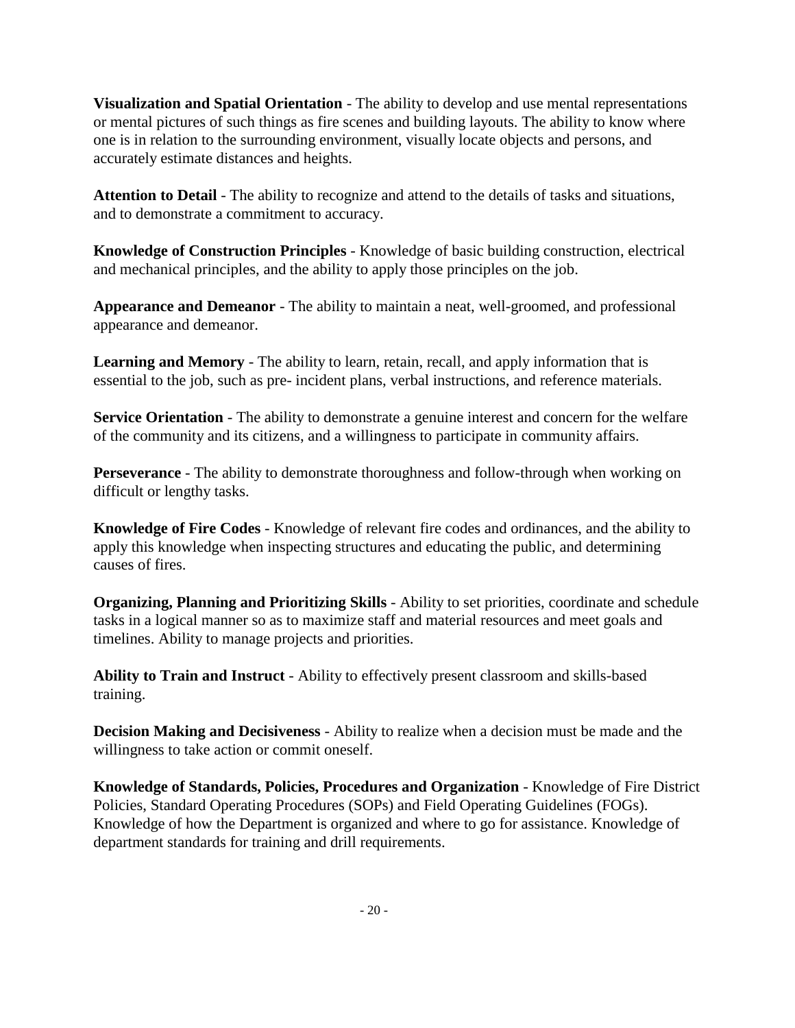**Visualization and Spatial Orientation** - The ability to develop and use mental representations or mental pictures of such things as fire scenes and building layouts. The ability to know where one is in relation to the surrounding environment, visually locate objects and persons, and accurately estimate distances and heights.

**Attention to Detail** - The ability to recognize and attend to the details of tasks and situations, and to demonstrate a commitment to accuracy.

**Knowledge of Construction Principles** - Knowledge of basic building construction, electrical and mechanical principles, and the ability to apply those principles on the job.

**Appearance and Demeanor** - The ability to maintain a neat, well-groomed, and professional appearance and demeanor.

**Learning and Memory** - The ability to learn, retain, recall, and apply information that is essential to the job, such as pre- incident plans, verbal instructions, and reference materials.

**Service Orientation** - The ability to demonstrate a genuine interest and concern for the welfare of the community and its citizens, and a willingness to participate in community affairs.

**Perseverance** - The ability to demonstrate thoroughness and follow-through when working on difficult or lengthy tasks.

**Knowledge of Fire Codes** - Knowledge of relevant fire codes and ordinances, and the ability to apply this knowledge when inspecting structures and educating the public, and determining causes of fires.

**Organizing, Planning and Prioritizing Skills** - Ability to set priorities, coordinate and schedule tasks in a logical manner so as to maximize staff and material resources and meet goals and timelines. Ability to manage projects and priorities.

**Ability to Train and Instruct** - Ability to effectively present classroom and skills-based training.

**Decision Making and Decisiveness** - Ability to realize when a decision must be made and the willingness to take action or commit oneself.

**Knowledge of Standards, Policies, Procedures and Organization** - Knowledge of Fire District Policies, Standard Operating Procedures (SOPs) and Field Operating Guidelines (FOGs). Knowledge of how the Department is organized and where to go for assistance. Knowledge of department standards for training and drill requirements.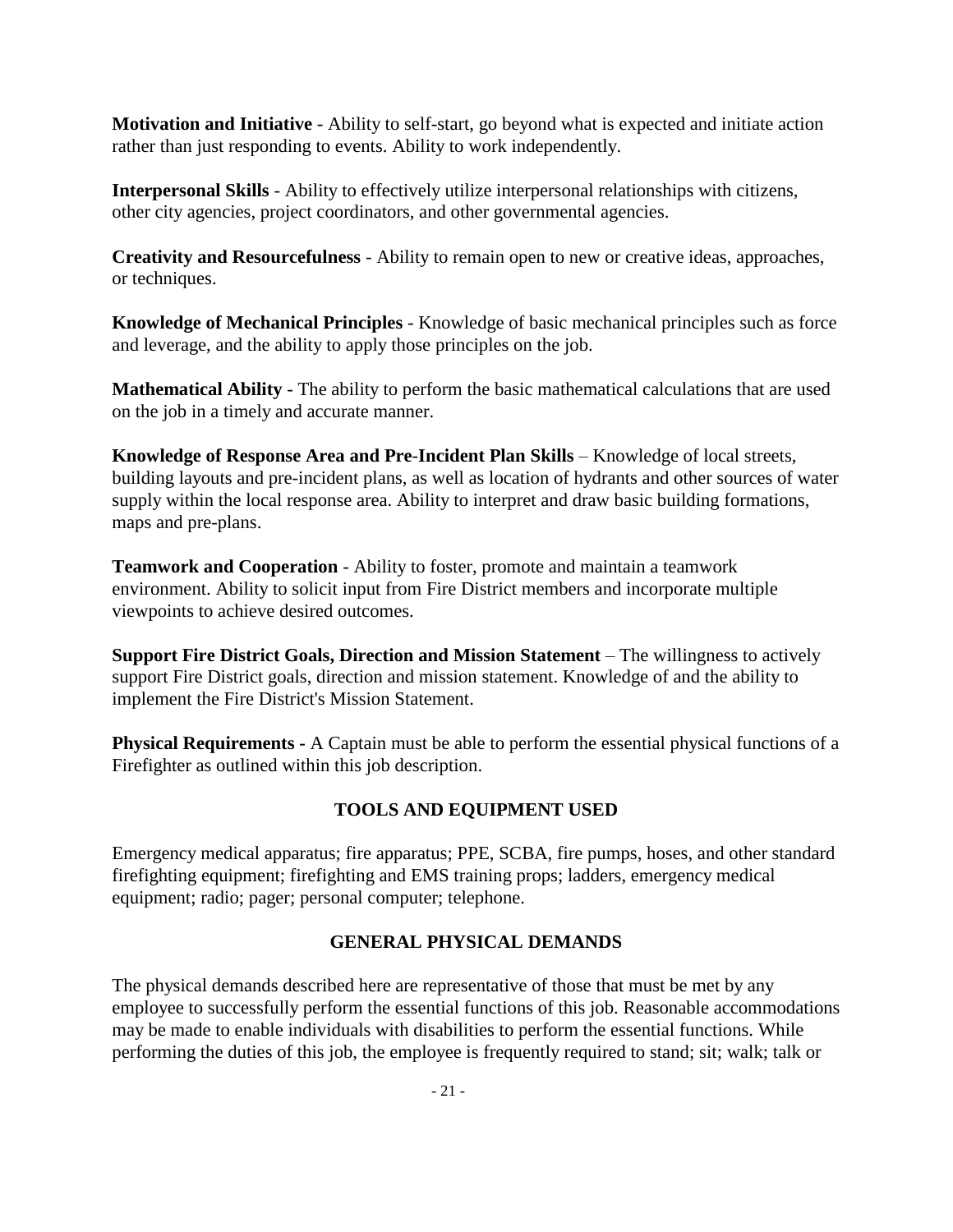**Motivation and Initiative** - Ability to self-start, go beyond what is expected and initiate action rather than just responding to events. Ability to work independently.

**Interpersonal Skills** - Ability to effectively utilize interpersonal relationships with citizens, other city agencies, project coordinators, and other governmental agencies.

**Creativity and Resourcefulness** - Ability to remain open to new or creative ideas, approaches, or techniques.

**Knowledge of Mechanical Principles** - Knowledge of basic mechanical principles such as force and leverage, and the ability to apply those principles on the job.

**Mathematical Ability** - The ability to perform the basic mathematical calculations that are used on the job in a timely and accurate manner.

**Knowledge of Response Area and Pre-Incident Plan Skills** – Knowledge of local streets, building layouts and pre-incident plans, as well as location of hydrants and other sources of water supply within the local response area. Ability to interpret and draw basic building formations, maps and pre-plans.

**Teamwork and Cooperation** - Ability to foster, promote and maintain a teamwork environment. Ability to solicit input from Fire District members and incorporate multiple viewpoints to achieve desired outcomes.

**Support Fire District Goals, Direction and Mission Statement** – The willingness to actively support Fire District goals, direction and mission statement. Knowledge of and the ability to implement the Fire District's Mission Statement.

**Physical Requirements -** A Captain must be able to perform the essential physical functions of a Firefighter as outlined within this job description.

## TOOLS AND EQUIPMENT USED

Emergency medical apparatus; fire apparatus; PPE, SCBA, fire pumps, hoses, and other standard firefighting equipment; firefighting and EMS training props; ladders, emergency medical equipment; radio; pager; personal computer; telephone.

## GENERAL PHYSICAL DEMANDS

The physical demands described here are representative of those that must be met by any employee to successfully perform the essential functions of this job. Reasonable accommodations may be made to enable individuals with disabilities to perform the essential functions. While performing the duties of this job, the employee is frequently required to stand; sit; walk; talk or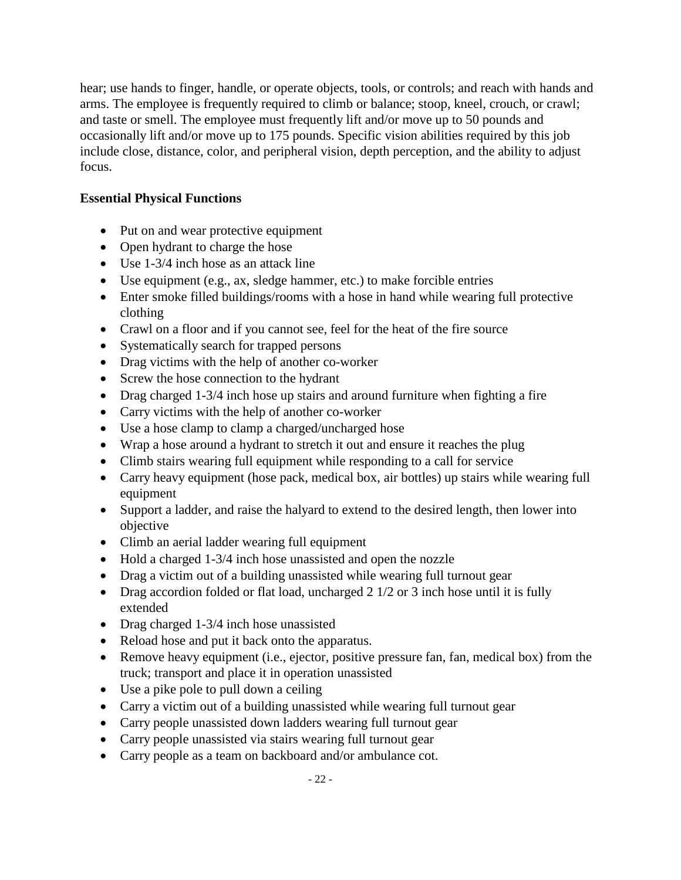hear; use hands to finger, handle, or operate objects, tools, or controls; and reach with hands and arms. The employee is frequently required to climb or balance; stoop, kneel, crouch, or crawl; and taste or smell. The employee must frequently lift and/or move up to 50 pounds and occasionally lift and/or move up to 175 pounds. Specific vision abilities required by this job include close, distance, color, and peripheral vision, depth perception, and the ability to adjust focus.

**Essential Physical Functions**

- Put on and wear protective equipment
- Open hydrant to charge the hose
- Use 1-3/4 inch hose as an attack line
- Use equipment (e.g., ax, sledge hammer, etc.) to make forcible entries
- Enter smoke filled buildings/rooms with a hose in hand while wearing full protective clothing
- Crawl on a floor and if you cannot see, feel for the heat of the fire source
- Systematically search for trapped persons
- Drag victims with the help of another co-worker
- Screw the hose connection to the hydrant
- Drag charged 1-3/4 inch hose up stairs and around furniture when fighting a fire
- Carry victims with the help of another co-worker
- Use a hose clamp to clamp a charged/uncharged hose
- Wrap a hose around a hydrant to stretch it out and ensure it reaches the plug
- Climb stairs wearing full equipment while responding to a call for service
- Carry heavy equipment (hose pack, medical box, air bottles) up stairs while wearing full equipment
- Support a ladder, and raise the halyard to extend to the desired length, then lower into objective
- Climb an aerial ladder wearing full equipment
- Hold a charged 1-3/4 inch hose unassisted and open the nozzle
- Drag a victim out of a building unassisted while wearing full turnout gear
- Drag accordion folded or flat load, uncharged 2 1/2 or 3 inch hose until it is fully extended
- Drag charged 1-3/4 inch hose unassisted
- Reload hose and put it back onto the apparatus.
- Remove heavy equipment (i.e., ejector, positive pressure fan, fan, medical box) from the truck; transport and place it in operation unassisted
- Use a pike pole to pull down a ceiling
- Carry a victim out of a building unassisted while wearing full turnout gear
- Carry people unassisted down ladders wearing full turnout gear
- Carry people unassisted via stairs wearing full turnout gear
- Carry people as a team on backboard and/or ambulance cot.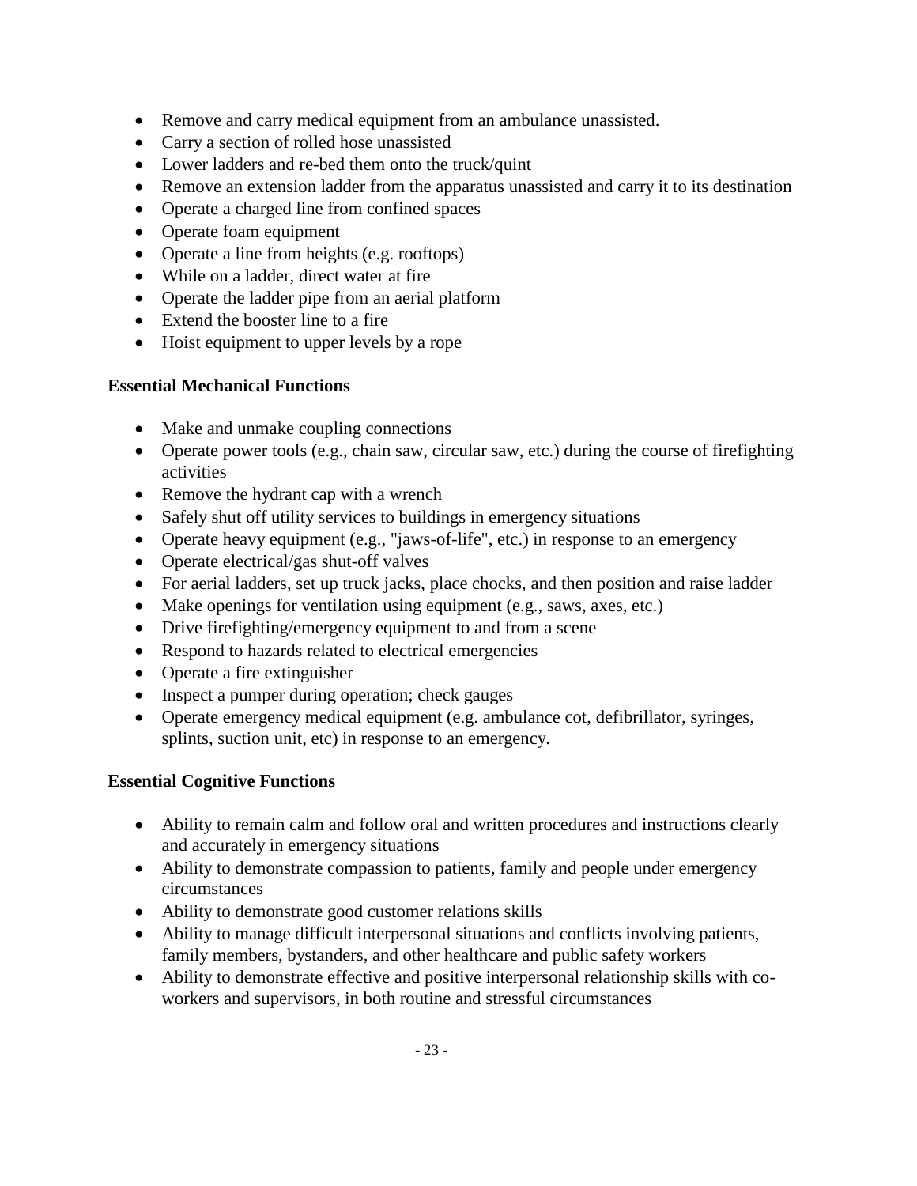- Remove and carry medical equipment from an ambulance unassisted.
- Carry a section of rolled hose unassisted
- Lower ladders and re-bed them onto the truck/quint
- Remove an extension ladder from the apparatus unassisted and carry it to its destination
- Operate a charged line from confined spaces
- Operate foam equipment
- Operate a line from heights (e.g. rooftops)
- While on a ladder, direct water at fire
- Operate the ladder pipe from an aerial platform
- Extend the booster line to a fire
- Hoist equipment to upper levels by a rope

**Essential Mechanical Functions**

- Make and unmake coupling connections
- Operate power tools (e.g., chain saw, circular saw, etc.) during the course of firefighting activities
- Remove the hydrant cap with a wrench
- Safely shut off utility services to buildings in emergency situations
- Operate heavy equipment (e.g., "jaws-of-life", etc.) in response to an emergency
- Operate electrical/gas shut-off valves
- For aerial ladders, set up truck jacks, place chocks, and then position and raise ladder
- Make openings for ventilation using equipment (e.g., saws, axes, etc.)
- Drive firefighting/emergency equipment to and from a scene
- Respond to hazards related to electrical emergencies
- Operate a fire extinguisher
- Inspect a pumper during operation; check gauges
- Operate emergency medical equipment (e.g. ambulance cot, defibrillator, syringes, splints, suction unit, etc) in response to an emergency.

**Essential Cognitive Functions**

- Ability to remain calm and follow oral and written procedures and instructions clearly and accurately in emergency situations
- Ability to demonstrate compassion to patients, family and people under emergency circumstances
- Ability to demonstrate good customer relations skills
- Ability to manage difficult interpersonal situations and conflicts involving patients, family members, bystanders, and other healthcare and public safety workers
- Ability to demonstrate effective and positive interpersonal relationship skills with co-workers and supervisors, in both routine and stressful circumstances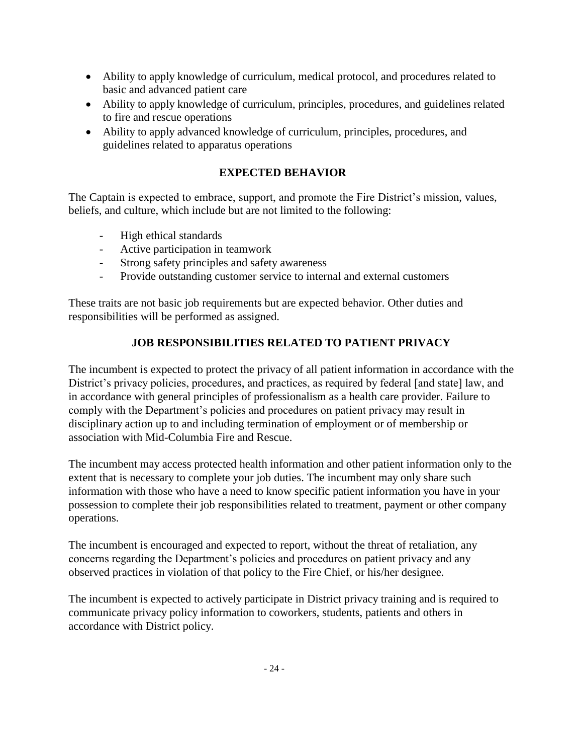- Ability to apply knowledge of curriculum, medical protocol, and procedures related to basic and advanced patient care
- Ability to apply knowledge of curriculum, principles, procedures, and guidelines related to fire and rescue operations
- Ability to apply advanced knowledge of curriculum, principles, procedures, and guidelines related to apparatus operations

## EXPECTED BEHAVIOR

The Captain is expected to embrace, support, and promote the Fire District's mission, values, beliefs, and culture, which include but are not limited to the following:

- High ethical standards
- Active participation in teamwork
- Strong safety principles and safety awareness
- Provide outstanding customer service to internal and external customers

These traits are not basic job requirements but are expected behavior. Other duties and responsibilities will be performed as assigned.

## JOB RESPONSIBILITIES RELATED TO PATIENT PRIVACY

The incumbent is expected to protect the privacy of all patient information in accordance with the District's privacy policies, procedures, and practices, as required by federal [and state] law, and in accordance with general principles of professionalism as a health care provider. Failure to comply with the Department's policies and procedures on patient privacy may result in disciplinary action up to and including termination of employment or of membership or association with Mid-Columbia Fire and Rescue.

The incumbent may access protected health information and other patient information only to the extent that is necessary to complete your job duties. The incumbent may only share such information with those who have a need to know specific patient information you have in your possession to complete their job responsibilities related to treatment, payment or other company operations.

The incumbent is encouraged and expected to report, without the threat of retaliation, any concerns regarding the Department's policies and procedures on patient privacy and any observed practices in violation of that policy to the Fire Chief, or his/her designee.

The incumbent is expected to actively participate in District privacy training and is required to communicate privacy policy information to coworkers, students, patients and others in accordance with District policy.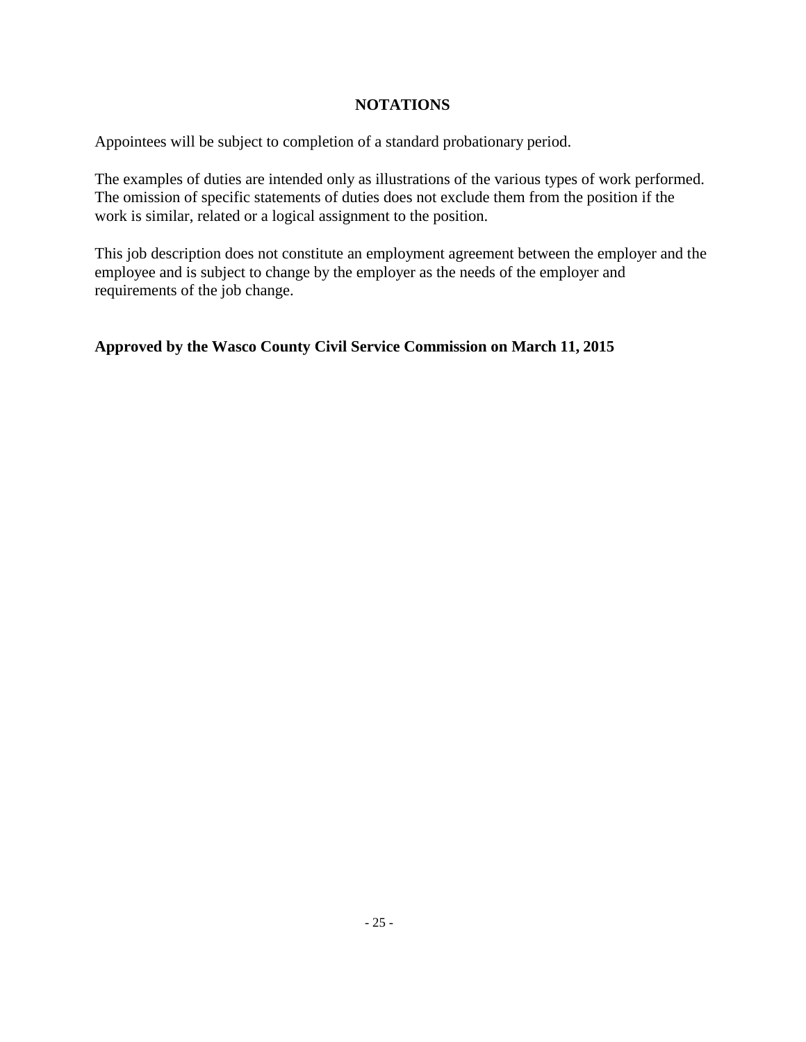## NOTATIONS

Appointees will be subject to completion of a standard probationary period.

The examples of duties are intended only as illustrations of the various types of work performed. The omission of specific statements of duties does not exclude them from the position if the work is similar, related or a logical assignment to the position.

This job description does not constitute an employment agreement between the employer and the employee and is subject to change by the employer as the needs of the employer and requirements of the job change.

**Approved by the Wasco County Civil Service Commission on March 11, 2015**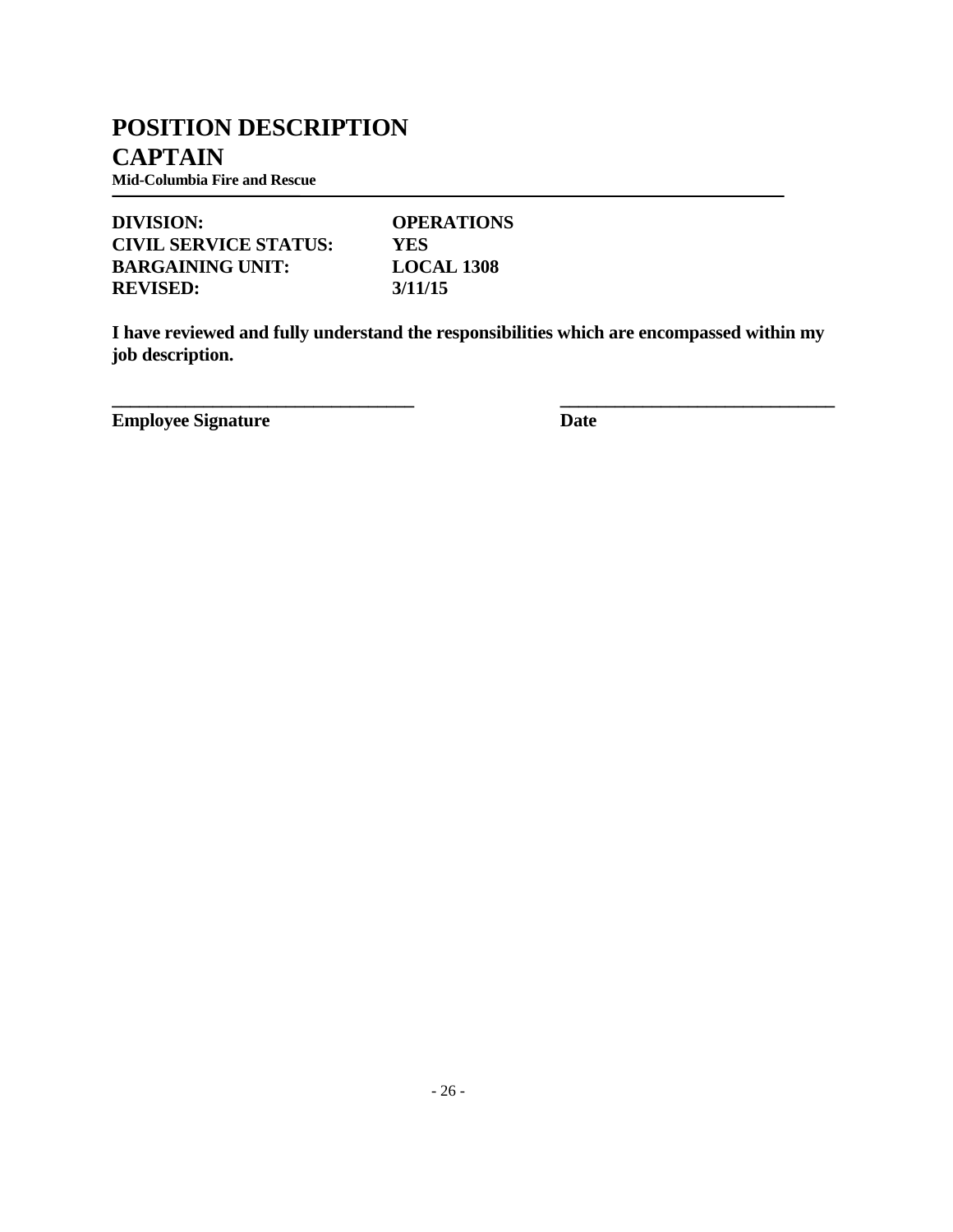# POSITION DESCRIPTION
## CAPTAIN
**Mid-Columbia Fire and Rescue**

---

| | |
|---|---|
| **DIVISION:** | **OPERATIONS** |
| **CIVIL SERVICE STATUS:** | **YES** |
| **BARGAINING UNIT:** | **LOCAL 1308** |
| **REVISED:** | **3/11/15** |

**I have reviewed and fully understand the responsibilities which are encompassed within my job description.**

**_________________________________** **_______________________________**

**Employee Signature** **Date**